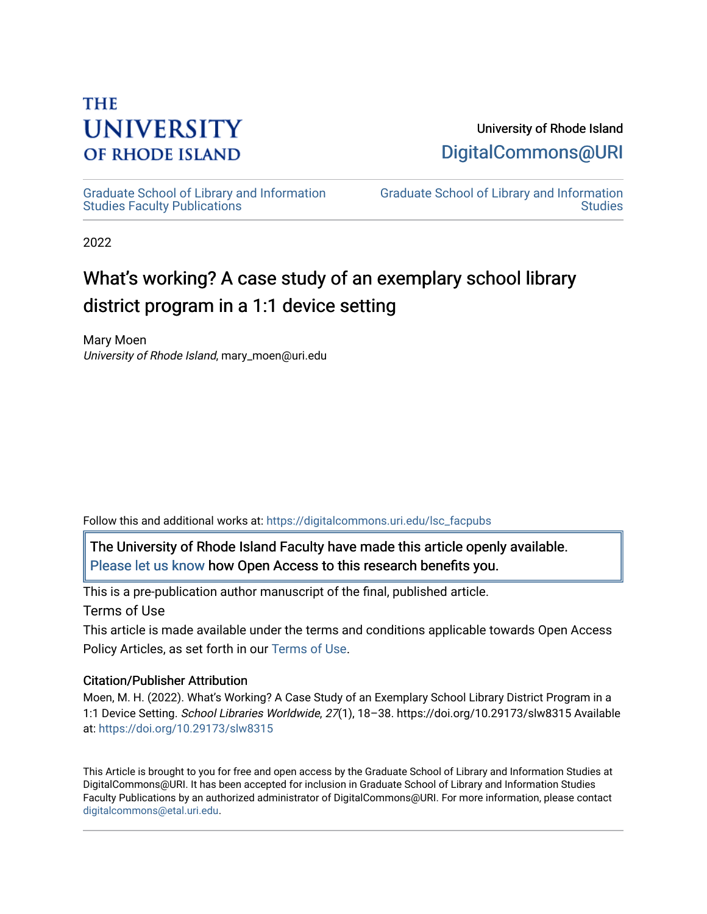THE UNIVERSITY OF RHODE ISLAND

University of Rhode Island
DigitalCommons@URI

Graduate School of Library and Information Studies Faculty Publications

Graduate School of Library and Information Studies

2022

# What's working? A case study of an exemplary school library district program in a 1:1 device setting

Mary Moen
*University of Rhode Island*, mary_moen@uri.edu

Follow this and additional works at: https://digitalcommons.uri.edu/lsc_facpubs

The University of Rhode Island Faculty have made this article openly available. Please let us know how Open Access to this research benefits you.

This is a pre-publication author manuscript of the final, published article.

Terms of Use

This article is made available under the terms and conditions applicable towards Open Access Policy Articles, as set forth in our Terms of Use.

### Citation/Publisher Attribution

Moen, M. H. (2022). What's Working? A Case Study of an Exemplary School Library District Program in a 1:1 Device Setting. *School Libraries Worldwide*, *27*(1), 18–38. https://doi.org/10.29173/slw8315 Available at: https://doi.org/10.29173/slw8315

This Article is brought to you for free and open access by the Graduate School of Library and Information Studies at DigitalCommons@URI. It has been accepted for inclusion in Graduate School of Library and Information Studies Faculty Publications by an authorized administrator of DigitalCommons@URI. For more information, please contact digitalcommons@etal.uri.edu.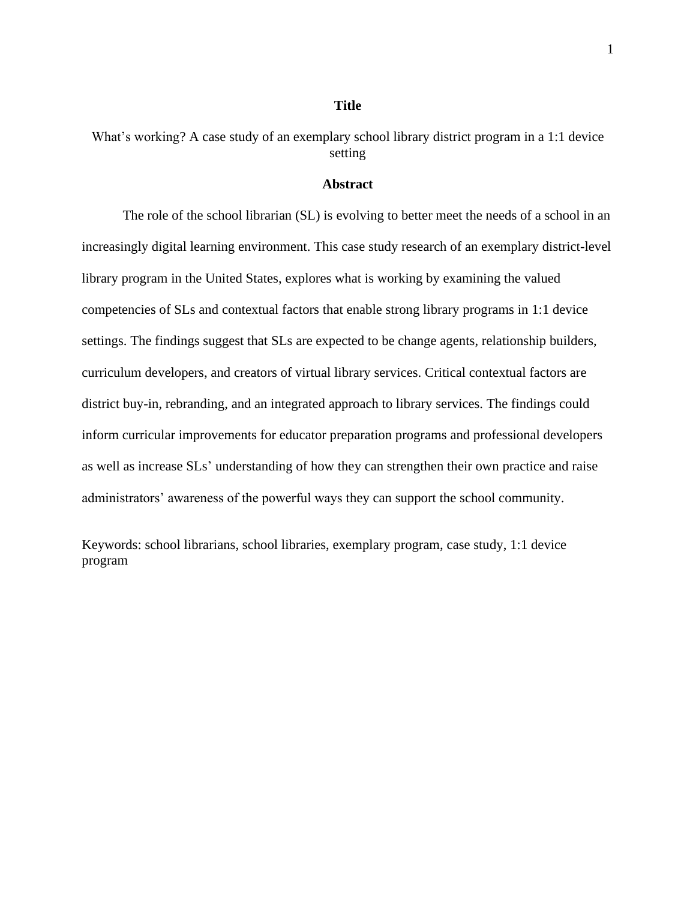## Title

What's working? A case study of an exemplary school library district program in a 1:1 device setting

## Abstract

The role of the school librarian (SL) is evolving to better meet the needs of a school in an increasingly digital learning environment. This case study research of an exemplary district-level library program in the United States, explores what is working by examining the valued competencies of SLs and contextual factors that enable strong library programs in 1:1 device settings. The findings suggest that SLs are expected to be change agents, relationship builders, curriculum developers, and creators of virtual library services. Critical contextual factors are district buy-in, rebranding, and an integrated approach to library services. The findings could inform curricular improvements for educator preparation programs and professional developers as well as increase SLs' understanding of how they can strengthen their own practice and raise administrators' awareness of the powerful ways they can support the school community.

Keywords: school librarians, school libraries, exemplary program, case study, 1:1 device program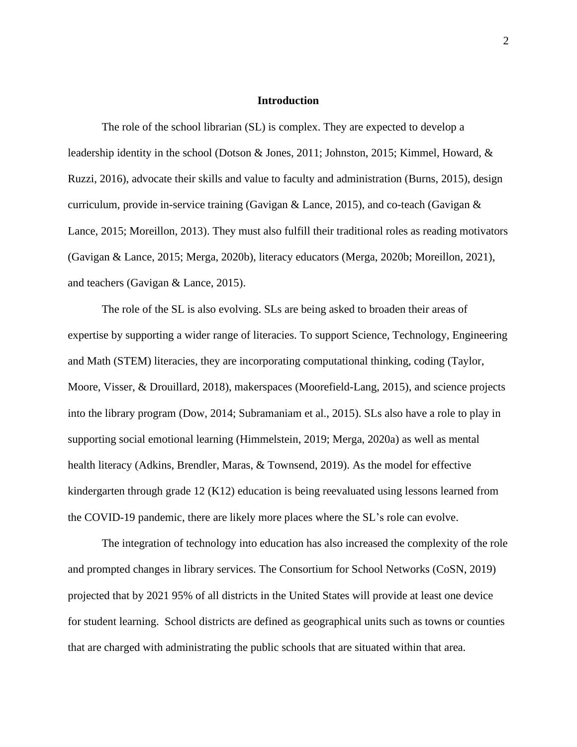## Introduction

The role of the school librarian (SL) is complex. They are expected to develop a leadership identity in the school (Dotson & Jones, 2011; Johnston, 2015; Kimmel, Howard, & Ruzzi, 2016), advocate their skills and value to faculty and administration (Burns, 2015), design curriculum, provide in-service training (Gavigan & Lance, 2015), and co-teach (Gavigan & Lance, 2015; Moreillon, 2013). They must also fulfill their traditional roles as reading motivators (Gavigan & Lance, 2015; Merga, 2020b), literacy educators (Merga, 2020b; Moreillon, 2021), and teachers (Gavigan & Lance, 2015).

The role of the SL is also evolving. SLs are being asked to broaden their areas of expertise by supporting a wider range of literacies. To support Science, Technology, Engineering and Math (STEM) literacies, they are incorporating computational thinking, coding (Taylor, Moore, Visser, & Drouillard, 2018), makerspaces (Moorefield-Lang, 2015), and science projects into the library program (Dow, 2014; Subramaniam et al., 2015). SLs also have a role to play in supporting social emotional learning (Himmelstein, 2019; Merga, 2020a) as well as mental health literacy (Adkins, Brendler, Maras, & Townsend, 2019). As the model for effective kindergarten through grade 12 (K12) education is being reevaluated using lessons learned from the COVID-19 pandemic, there are likely more places where the SL's role can evolve.

The integration of technology into education has also increased the complexity of the role and prompted changes in library services. The Consortium for School Networks (CoSN, 2019) projected that by 2021 95% of all districts in the United States will provide at least one device for student learning. School districts are defined as geographical units such as towns or counties that are charged with administrating the public schools that are situated within that area.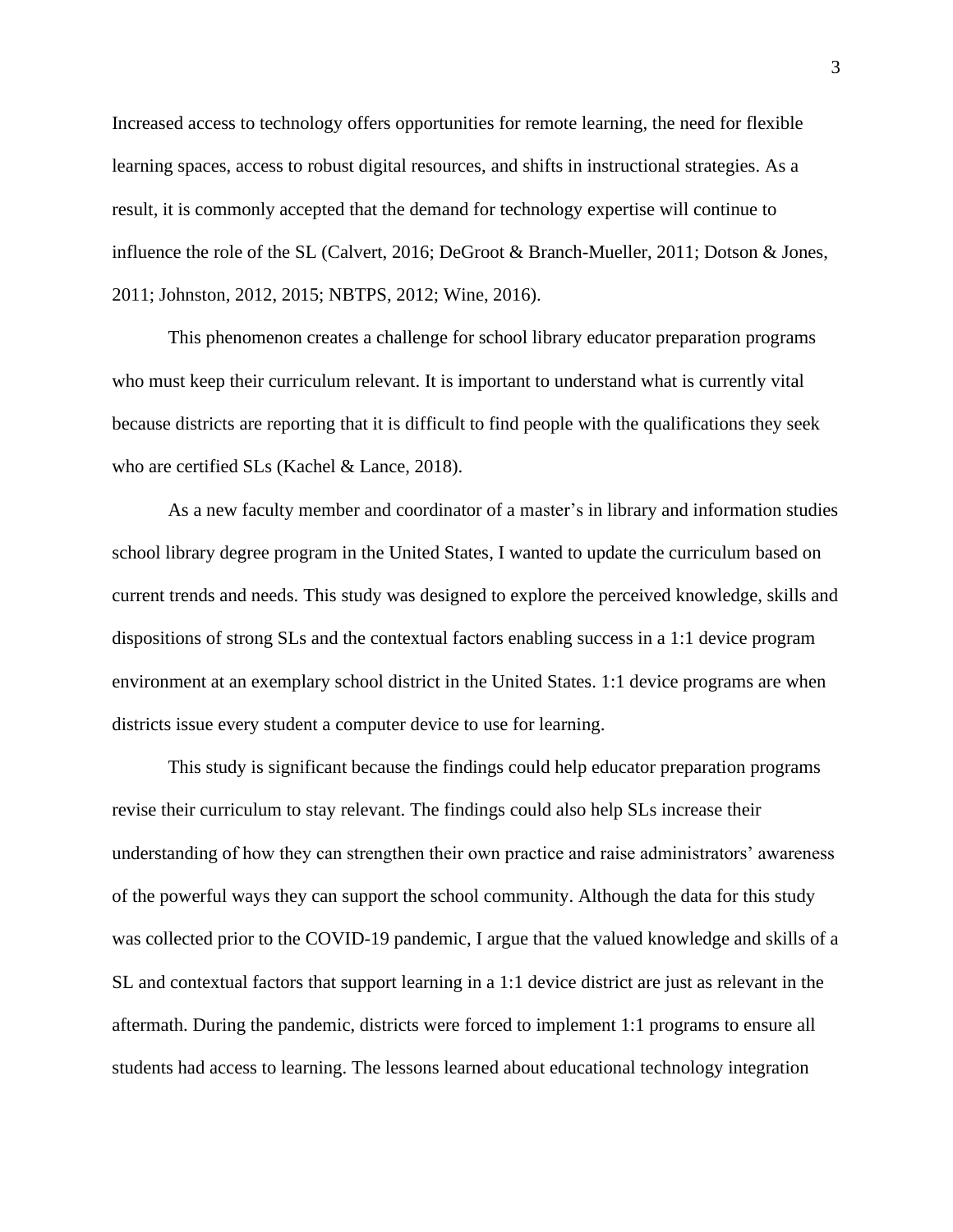Increased access to technology offers opportunities for remote learning, the need for flexible learning spaces, access to robust digital resources, and shifts in instructional strategies. As a result, it is commonly accepted that the demand for technology expertise will continue to influence the role of the SL (Calvert, 2016; DeGroot & Branch-Mueller, 2011; Dotson & Jones, 2011; Johnston, 2012, 2015; NBTPS, 2012; Wine, 2016).

This phenomenon creates a challenge for school library educator preparation programs who must keep their curriculum relevant. It is important to understand what is currently vital because districts are reporting that it is difficult to find people with the qualifications they seek who are certified SLs (Kachel & Lance, 2018).

As a new faculty member and coordinator of a master's in library and information studies school library degree program in the United States, I wanted to update the curriculum based on current trends and needs. This study was designed to explore the perceived knowledge, skills and dispositions of strong SLs and the contextual factors enabling success in a 1:1 device program environment at an exemplary school district in the United States. 1:1 device programs are when districts issue every student a computer device to use for learning.

This study is significant because the findings could help educator preparation programs revise their curriculum to stay relevant. The findings could also help SLs increase their understanding of how they can strengthen their own practice and raise administrators' awareness of the powerful ways they can support the school community. Although the data for this study was collected prior to the COVID-19 pandemic, I argue that the valued knowledge and skills of a SL and contextual factors that support learning in a 1:1 device district are just as relevant in the aftermath. During the pandemic, districts were forced to implement 1:1 programs to ensure all students had access to learning. The lessons learned about educational technology integration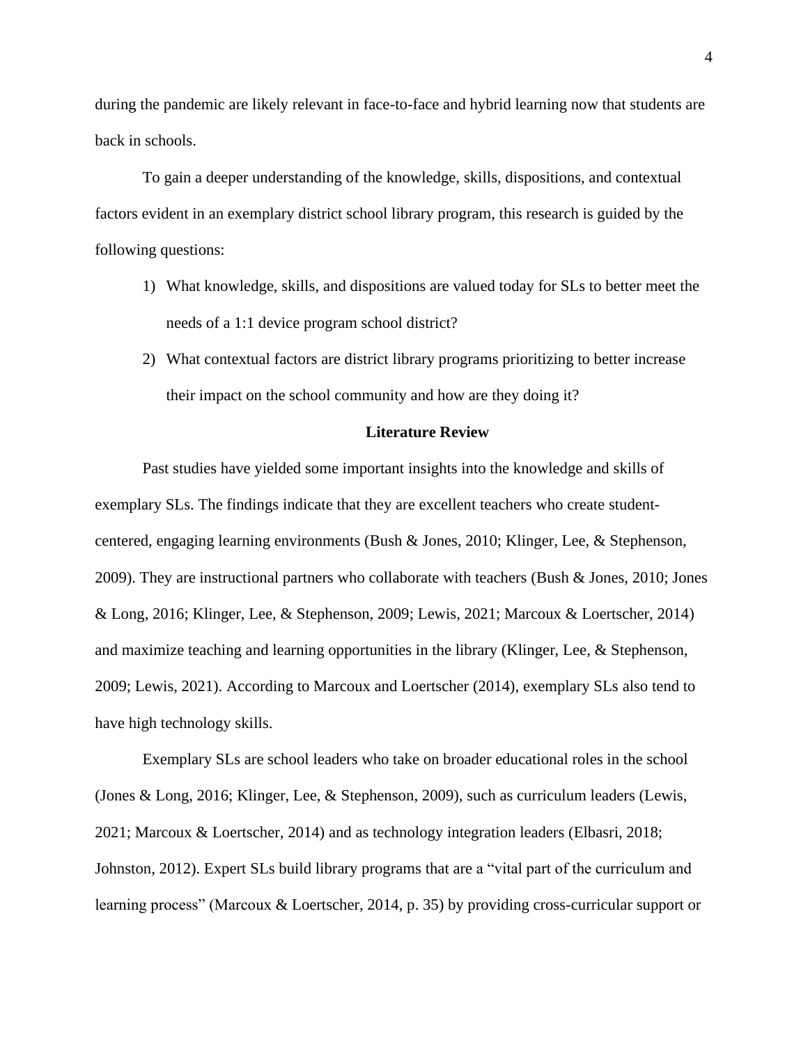during the pandemic are likely relevant in face-to-face and hybrid learning now that students are back in schools.

To gain a deeper understanding of the knowledge, skills, dispositions, and contextual factors evident in an exemplary district school library program, this research is guided by the following questions:

1) What knowledge, skills, and dispositions are valued today for SLs to better meet the needs of a 1:1 device program school district?
2) What contextual factors are district library programs prioritizing to better increase their impact on the school community and how are they doing it?

## Literature Review

Past studies have yielded some important insights into the knowledge and skills of exemplary SLs. The findings indicate that they are excellent teachers who create student-centered, engaging learning environments (Bush & Jones, 2010; Klinger, Lee, & Stephenson, 2009). They are instructional partners who collaborate with teachers (Bush & Jones, 2010; Jones & Long, 2016; Klinger, Lee, & Stephenson, 2009; Lewis, 2021; Marcoux & Loertscher, 2014) and maximize teaching and learning opportunities in the library (Klinger, Lee, & Stephenson, 2009; Lewis, 2021). According to Marcoux and Loertscher (2014), exemplary SLs also tend to have high technology skills.

Exemplary SLs are school leaders who take on broader educational roles in the school (Jones & Long, 2016; Klinger, Lee, & Stephenson, 2009), such as curriculum leaders (Lewis, 2021; Marcoux & Loertscher, 2014) and as technology integration leaders (Elbasri, 2018; Johnston, 2012). Expert SLs build library programs that are a "vital part of the curriculum and learning process" (Marcoux & Loertscher, 2014, p. 35) by providing cross-curricular support or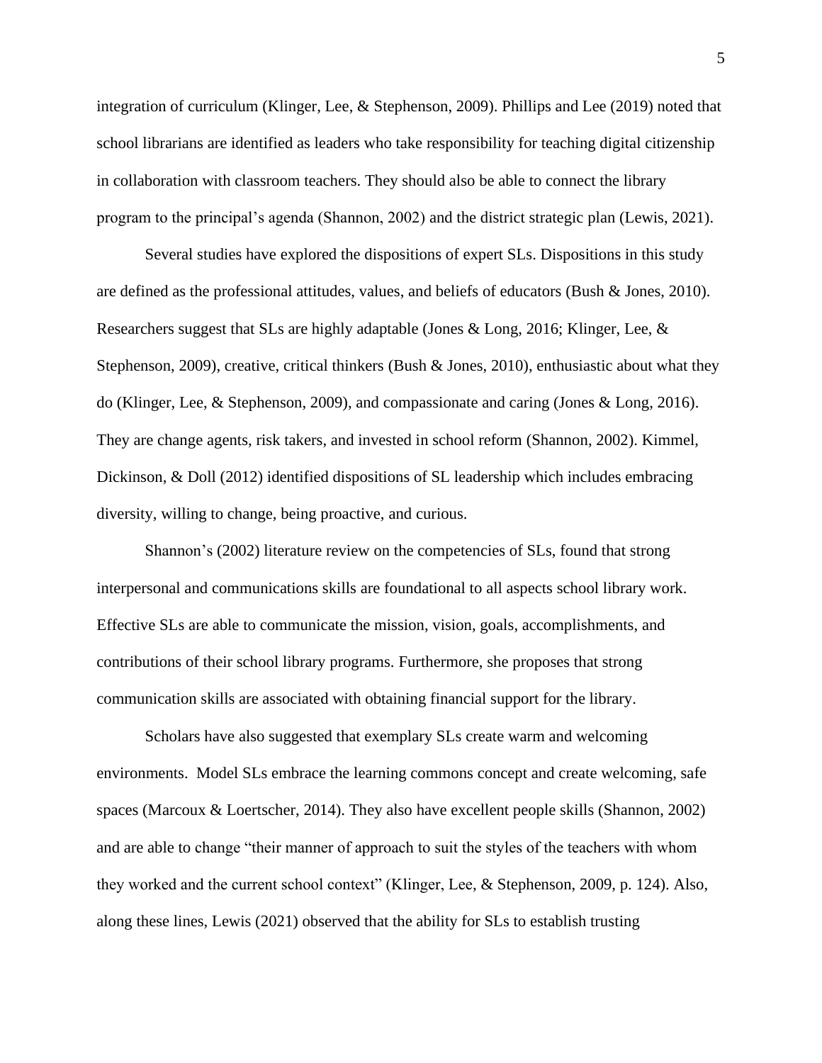integration of curriculum (Klinger, Lee, & Stephenson, 2009). Phillips and Lee (2019) noted that school librarians are identified as leaders who take responsibility for teaching digital citizenship in collaboration with classroom teachers. They should also be able to connect the library program to the principal's agenda (Shannon, 2002) and the district strategic plan (Lewis, 2021).

Several studies have explored the dispositions of expert SLs. Dispositions in this study are defined as the professional attitudes, values, and beliefs of educators (Bush & Jones, 2010). Researchers suggest that SLs are highly adaptable (Jones & Long, 2016; Klinger, Lee, & Stephenson, 2009), creative, critical thinkers (Bush & Jones, 2010), enthusiastic about what they do (Klinger, Lee, & Stephenson, 2009), and compassionate and caring (Jones & Long, 2016). They are change agents, risk takers, and invested in school reform (Shannon, 2002). Kimmel, Dickinson, & Doll (2012) identified dispositions of SL leadership which includes embracing diversity, willing to change, being proactive, and curious.

Shannon's (2002) literature review on the competencies of SLs, found that strong interpersonal and communications skills are foundational to all aspects school library work. Effective SLs are able to communicate the mission, vision, goals, accomplishments, and contributions of their school library programs. Furthermore, she proposes that strong communication skills are associated with obtaining financial support for the library.

Scholars have also suggested that exemplary SLs create warm and welcoming environments. Model SLs embrace the learning commons concept and create welcoming, safe spaces (Marcoux & Loertscher, 2014). They also have excellent people skills (Shannon, 2002) and are able to change "their manner of approach to suit the styles of the teachers with whom they worked and the current school context" (Klinger, Lee, & Stephenson, 2009, p. 124). Also, along these lines, Lewis (2021) observed that the ability for SLs to establish trusting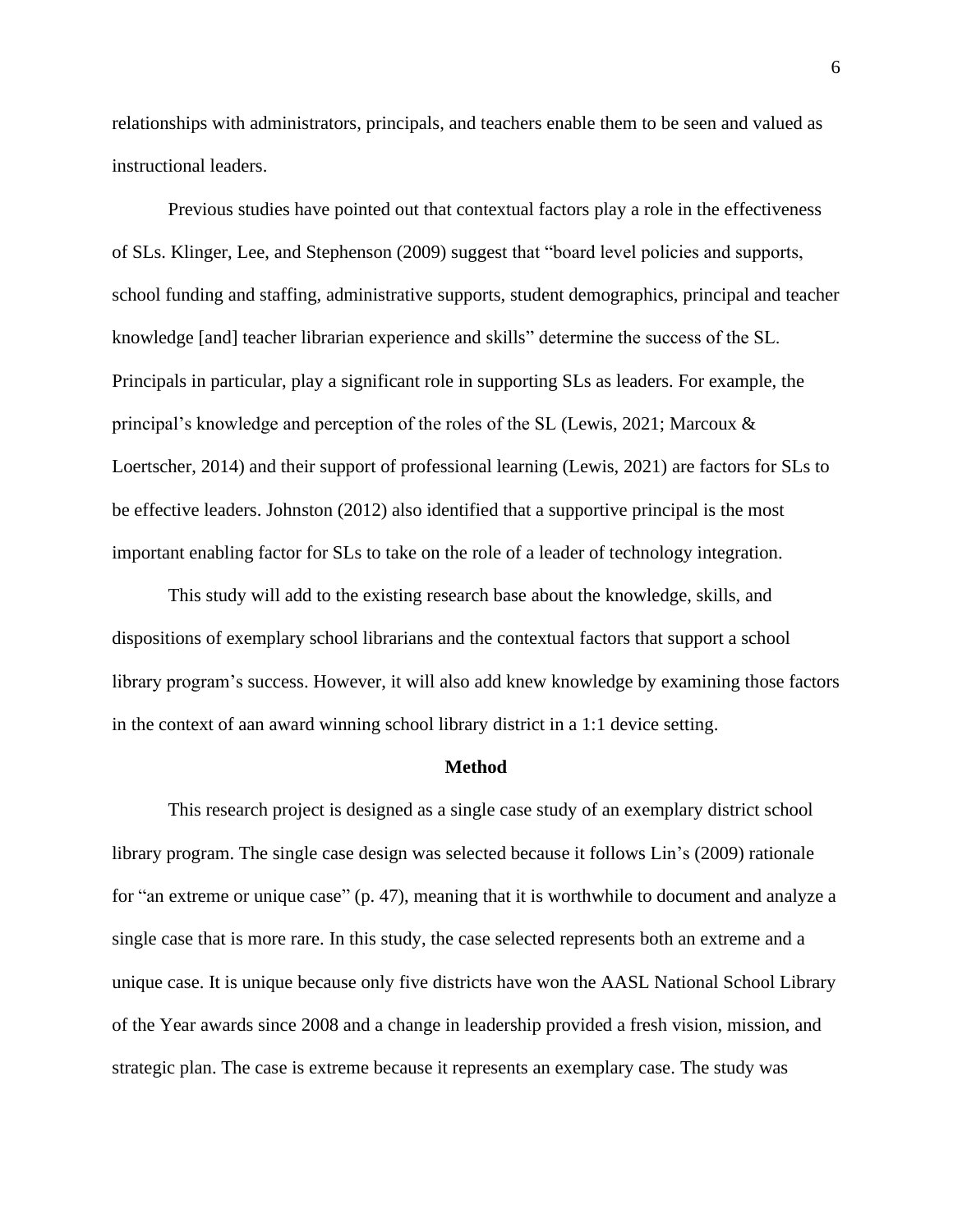relationships with administrators, principals, and teachers enable them to be seen and valued as instructional leaders.

Previous studies have pointed out that contextual factors play a role in the effectiveness of SLs. Klinger, Lee, and Stephenson (2009) suggest that "board level policies and supports, school funding and staffing, administrative supports, student demographics, principal and teacher knowledge [and] teacher librarian experience and skills" determine the success of the SL. Principals in particular, play a significant role in supporting SLs as leaders. For example, the principal's knowledge and perception of the roles of the SL (Lewis, 2021; Marcoux & Loertscher, 2014) and their support of professional learning (Lewis, 2021) are factors for SLs to be effective leaders. Johnston (2012) also identified that a supportive principal is the most important enabling factor for SLs to take on the role of a leader of technology integration.

This study will add to the existing research base about the knowledge, skills, and dispositions of exemplary school librarians and the contextual factors that support a school library program's success. However, it will also add knew knowledge by examining those factors in the context of aan award winning school library district in a 1:1 device setting.

## Method

This research project is designed as a single case study of an exemplary district school library program. The single case design was selected because it follows Lin's (2009) rationale for "an extreme or unique case" (p. 47), meaning that it is worthwhile to document and analyze a single case that is more rare. In this study, the case selected represents both an extreme and a unique case. It is unique because only five districts have won the AASL National School Library of the Year awards since 2008 and a change in leadership provided a fresh vision, mission, and strategic plan. The case is extreme because it represents an exemplary case. The study was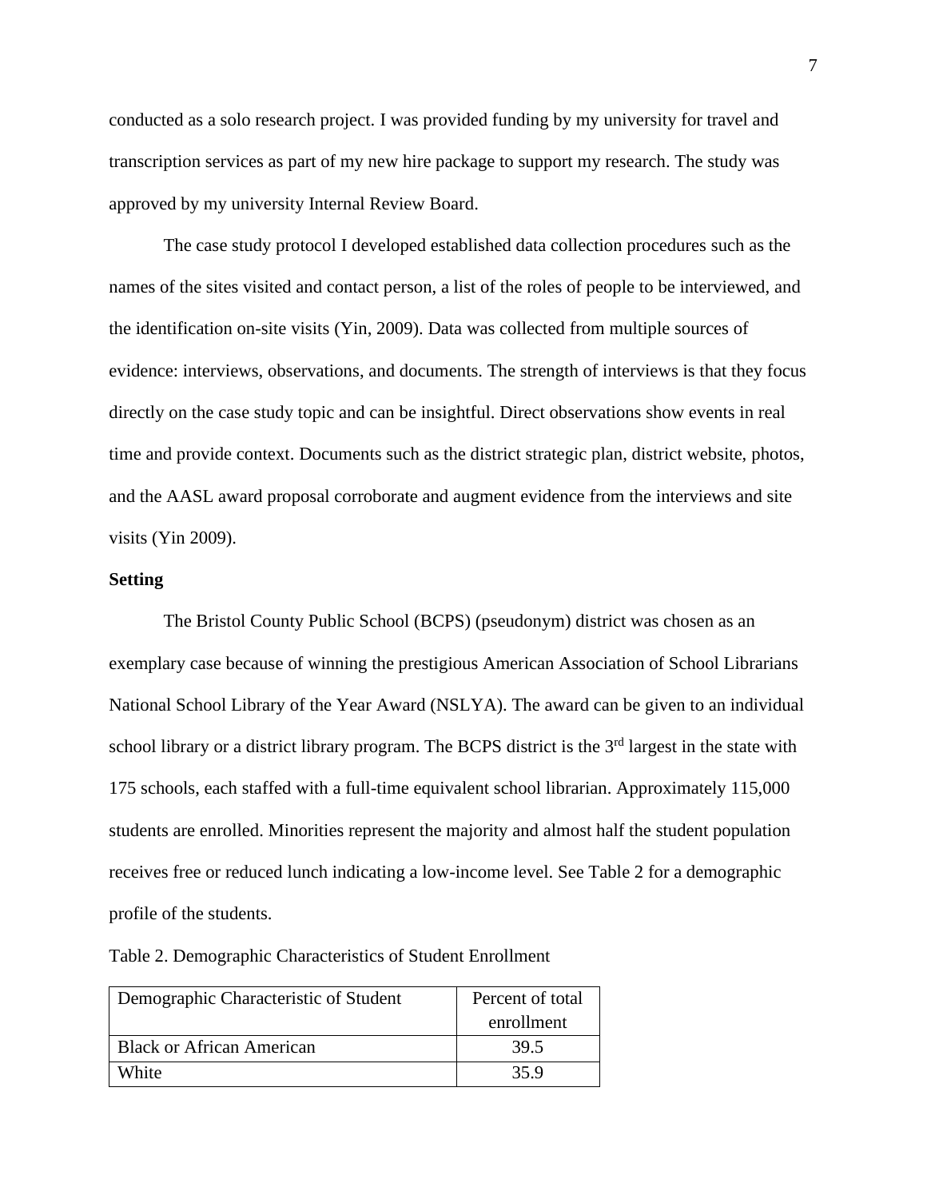conducted as a solo research project. I was provided funding by my university for travel and transcription services as part of my new hire package to support my research. The study was approved by my university Internal Review Board.

The case study protocol I developed established data collection procedures such as the names of the sites visited and contact person, a list of the roles of people to be interviewed, and the identification on-site visits (Yin, 2009). Data was collected from multiple sources of evidence: interviews, observations, and documents. The strength of interviews is that they focus directly on the case study topic and can be insightful. Direct observations show events in real time and provide context. Documents such as the district strategic plan, district website, photos, and the AASL award proposal corroborate and augment evidence from the interviews and site visits (Yin 2009).

**Setting**

The Bristol County Public School (BCPS) (pseudonym) district was chosen as an exemplary case because of winning the prestigious American Association of School Librarians National School Library of the Year Award (NSLYA). The award can be given to an individual school library or a district library program. The BCPS district is the 3rd largest in the state with 175 schools, each staffed with a full-time equivalent school librarian. Approximately 115,000 students are enrolled. Minorities represent the majority and almost half the student population receives free or reduced lunch indicating a low-income level. See Table 2 for a demographic profile of the students.

Table 2. Demographic Characteristics of Student Enrollment

| Demographic Characteristic of Student | Percent of total enrollment |
| --- | --- |
| Black or African American | 39.5 |
| White | 35.9 |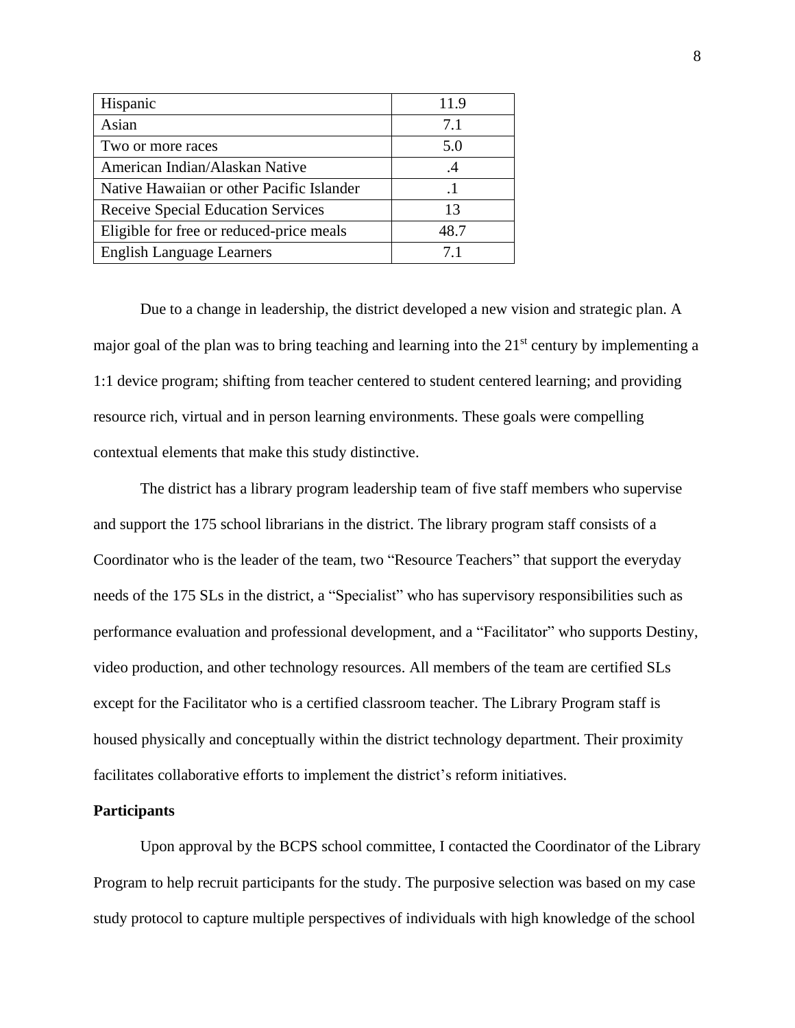| | |
|---|---|
| Hispanic | 11.9 |
| Asian | 7.1 |
| Two or more races | 5.0 |
| American Indian/Alaskan Native | .4 |
| Native Hawaiian or other Pacific Islander | .1 |
| Receive Special Education Services | 13 |
| Eligible for free or reduced-price meals | 48.7 |
| English Language Learners | 7.1 |

Due to a change in leadership, the district developed a new vision and strategic plan. A major goal of the plan was to bring teaching and learning into the 21st century by implementing a 1:1 device program; shifting from teacher centered to student centered learning; and providing resource rich, virtual and in person learning environments. These goals were compelling contextual elements that make this study distinctive.

The district has a library program leadership team of five staff members who supervise and support the 175 school librarians in the district. The library program staff consists of a Coordinator who is the leader of the team, two "Resource Teachers" that support the everyday needs of the 175 SLs in the district, a "Specialist" who has supervisory responsibilities such as performance evaluation and professional development, and a "Facilitator" who supports Destiny, video production, and other technology resources. All members of the team are certified SLs except for the Facilitator who is a certified classroom teacher. The Library Program staff is housed physically and conceptually within the district technology department. Their proximity facilitates collaborative efforts to implement the district's reform initiatives.

**Participants**

Upon approval by the BCPS school committee, I contacted the Coordinator of the Library Program to help recruit participants for the study. The purposive selection was based on my case study protocol to capture multiple perspectives of individuals with high knowledge of the school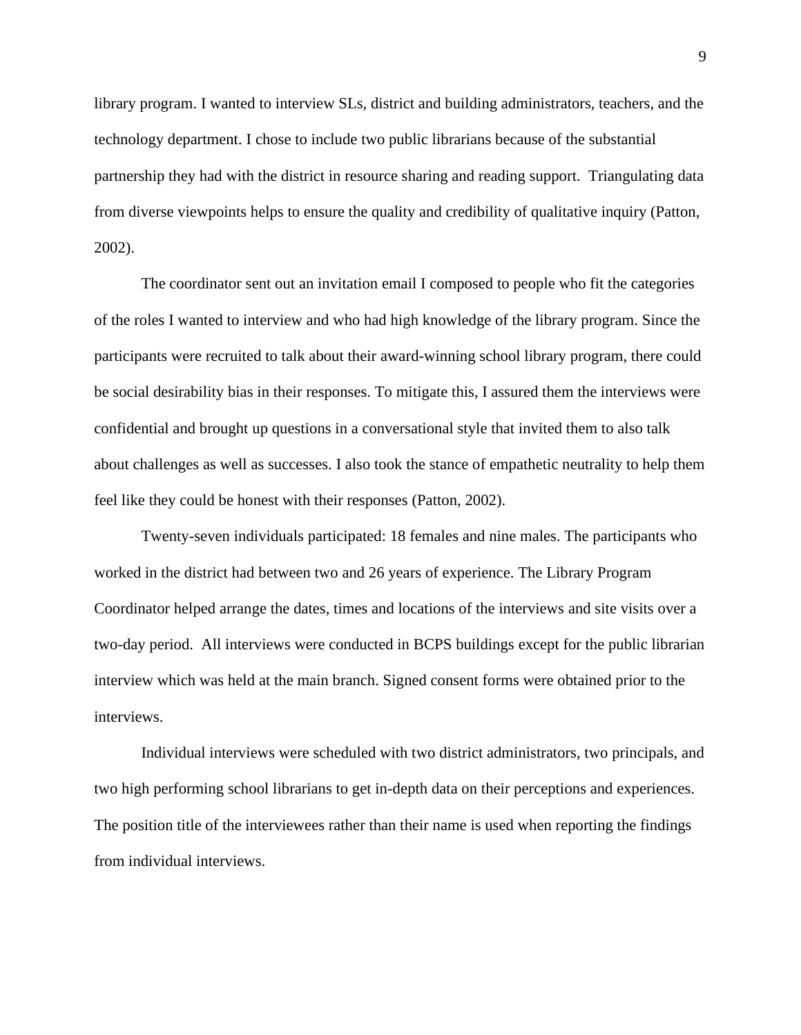library program. I wanted to interview SLs, district and building administrators, teachers, and the technology department. I chose to include two public librarians because of the substantial partnership they had with the district in resource sharing and reading support. Triangulating data from diverse viewpoints helps to ensure the quality and credibility of qualitative inquiry (Patton, 2002).

The coordinator sent out an invitation email I composed to people who fit the categories of the roles I wanted to interview and who had high knowledge of the library program. Since the participants were recruited to talk about their award-winning school library program, there could be social desirability bias in their responses. To mitigate this, I assured them the interviews were confidential and brought up questions in a conversational style that invited them to also talk about challenges as well as successes. I also took the stance of empathetic neutrality to help them feel like they could be honest with their responses (Patton, 2002).

Twenty-seven individuals participated: 18 females and nine males. The participants who worked in the district had between two and 26 years of experience. The Library Program Coordinator helped arrange the dates, times and locations of the interviews and site visits over a two-day period. All interviews were conducted in BCPS buildings except for the public librarian interview which was held at the main branch. Signed consent forms were obtained prior to the interviews.

Individual interviews were scheduled with two district administrators, two principals, and two high performing school librarians to get in-depth data on their perceptions and experiences. The position title of the interviewees rather than their name is used when reporting the findings from individual interviews.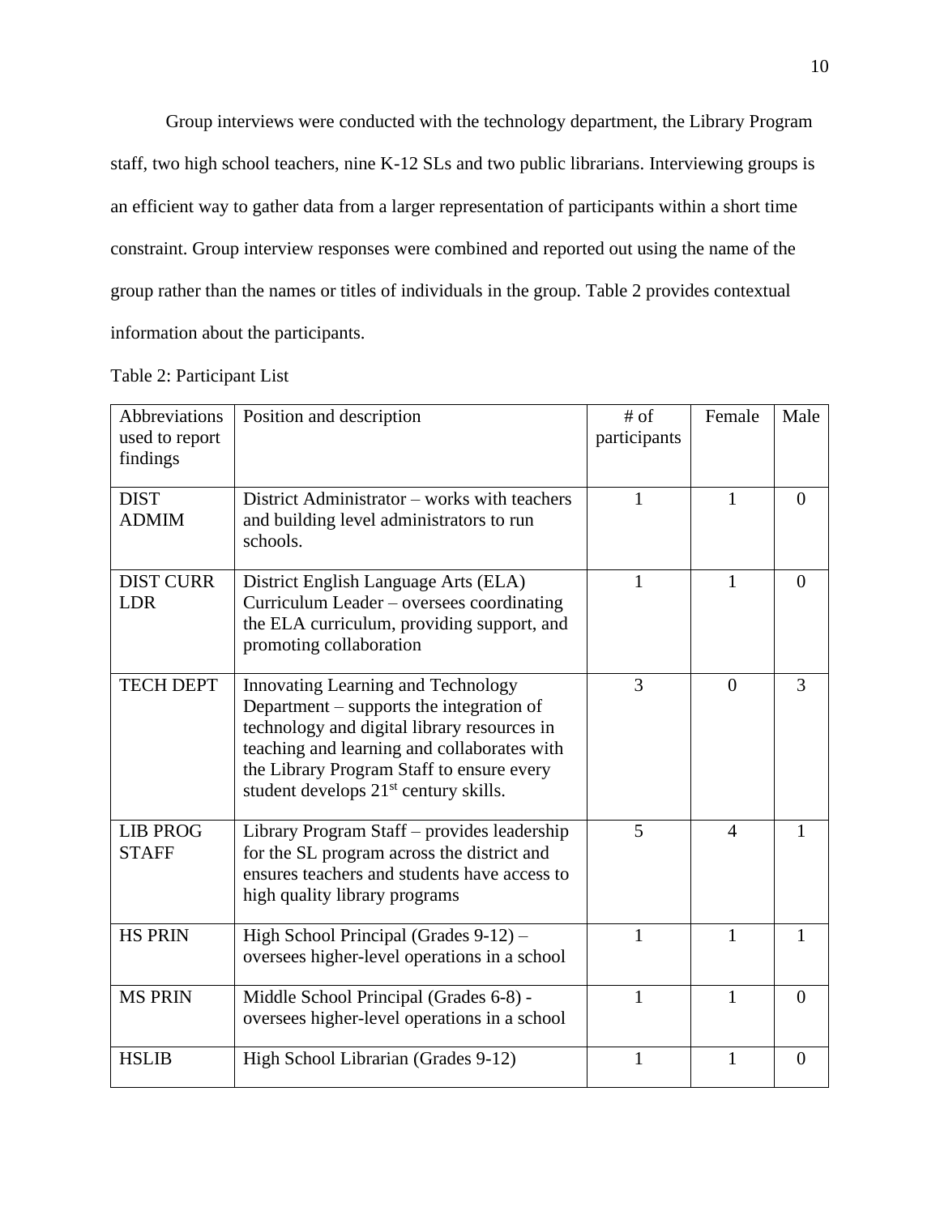Group interviews were conducted with the technology department, the Library Program staff, two high school teachers, nine K-12 SLs and two public librarians. Interviewing groups is an efficient way to gather data from a larger representation of participants within a short time constraint. Group interview responses were combined and reported out using the name of the group rather than the names or titles of individuals in the group. Table 2 provides contextual information about the participants.

Table 2: Participant List

| Abbreviations used to report findings | Position and description | # of participants | Female | Male |
|---|---|---|---|---|
| DIST ADMIM | District Administrator – works with teachers and building level administrators to run schools. | 1 | 1 | 0 |
| DIST CURR LDR | District English Language Arts (ELA) Curriculum Leader – oversees coordinating the ELA curriculum, providing support, and promoting collaboration | 1 | 1 | 0 |
| TECH DEPT | Innovating Learning and Technology Department – supports the integration of technology and digital library resources in teaching and learning and collaborates with the Library Program Staff to ensure every student develops 21st century skills. | 3 | 0 | 3 |
| LIB PROG STAFF | Library Program Staff – provides leadership for the SL program across the district and ensures teachers and students have access to high quality library programs | 5 | 4 | 1 |
| HS PRIN | High School Principal (Grades 9-12) – oversees higher-level operations in a school | 1 | 1 | 1 |
| MS PRIN | Middle School Principal (Grades 6-8) - oversees higher-level operations in a school | 1 | 1 | 0 |
| HSLIB | High School Librarian (Grades 9-12) | 1 | 1 | 0 |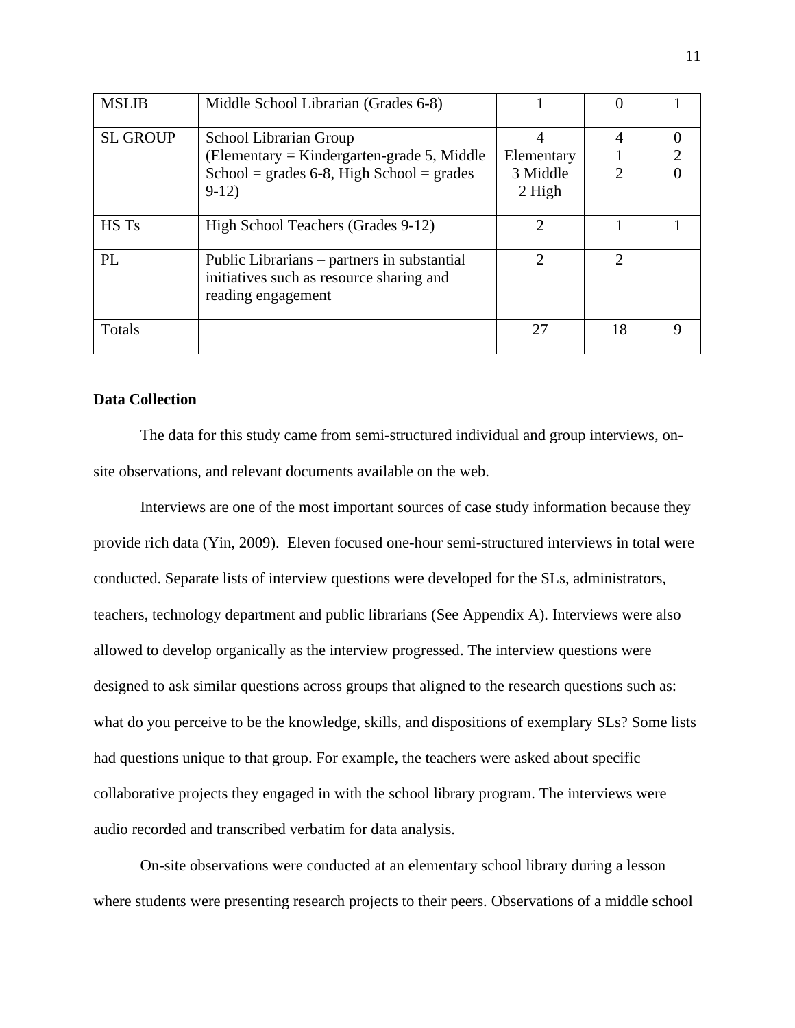| MSLIB | Middle School Librarian (Grades 6-8) | 1 | 0 | 1 |
|---|---|---|---|---|
| SL GROUP | School Librarian Group (Elementary = Kindergarten-grade 5, Middle School = grades 6-8, High School = grades 9-12) | 4 Elementary 3 Middle 2 High | 4 1 2 | 0 2 0 |
| HS Ts | High School Teachers (Grades 9-12) | 2 | 1 | 1 |
| PL | Public Librarians – partners in substantial initiatives such as resource sharing and reading engagement | 2 | 2 | |
| Totals | | 27 | 18 | 9 |

**Data Collection**

The data for this study came from semi-structured individual and group interviews, on-site observations, and relevant documents available on the web.

Interviews are one of the most important sources of case study information because they provide rich data (Yin, 2009). Eleven focused one-hour semi-structured interviews in total were conducted. Separate lists of interview questions were developed for the SLs, administrators, teachers, technology department and public librarians (See Appendix A). Interviews were also allowed to develop organically as the interview progressed. The interview questions were designed to ask similar questions across groups that aligned to the research questions such as: what do you perceive to be the knowledge, skills, and dispositions of exemplary SLs? Some lists had questions unique to that group. For example, the teachers were asked about specific collaborative projects they engaged in with the school library program. The interviews were audio recorded and transcribed verbatim for data analysis.

On-site observations were conducted at an elementary school library during a lesson where students were presenting research projects to their peers. Observations of a middle school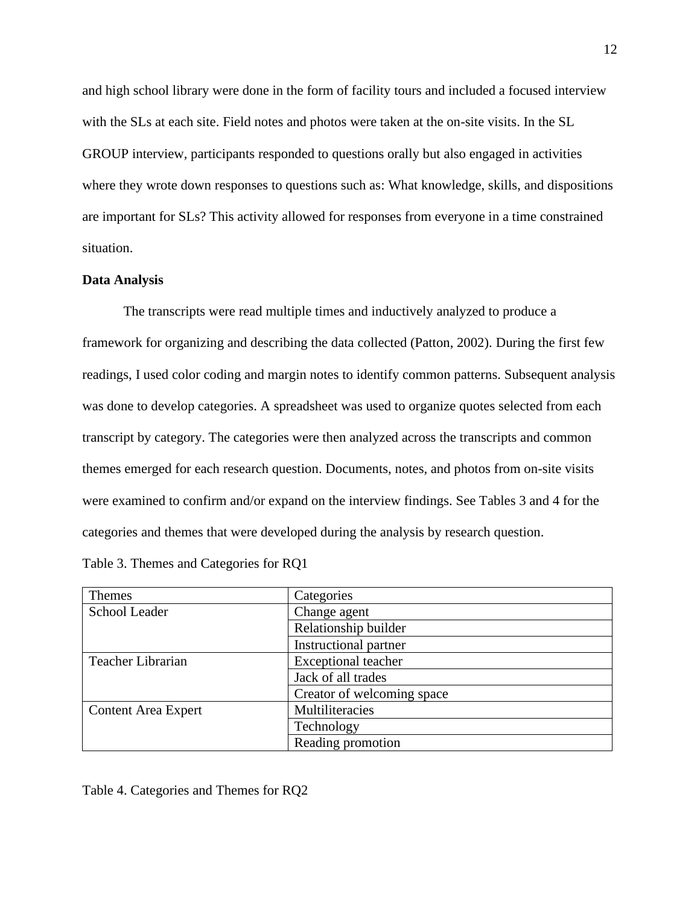and high school library were done in the form of facility tours and included a focused interview with the SLs at each site. Field notes and photos were taken at the on-site visits. In the SL GROUP interview, participants responded to questions orally but also engaged in activities where they wrote down responses to questions such as: What knowledge, skills, and dispositions are important for SLs? This activity allowed for responses from everyone in a time constrained situation.

**Data Analysis**

The transcripts were read multiple times and inductively analyzed to produce a framework for organizing and describing the data collected (Patton, 2002). During the first few readings, I used color coding and margin notes to identify common patterns. Subsequent analysis was done to develop categories. A spreadsheet was used to organize quotes selected from each transcript by category. The categories were then analyzed across the transcripts and common themes emerged for each research question. Documents, notes, and photos from on-site visits were examined to confirm and/or expand on the interview findings. See Tables 3 and 4 for the categories and themes that were developed during the analysis by research question.

Table 3. Themes and Categories for RQ1

| Themes | Categories |
| --- | --- |
| School Leader | Change agent |
| | Relationship builder |
| | Instructional partner |
| Teacher Librarian | Exceptional teacher |
| | Jack of all trades |
| | Creator of welcoming space |
| Content Area Expert | Multiliteracies |
| | Technology |
| | Reading promotion |

Table 4. Categories and Themes for RQ2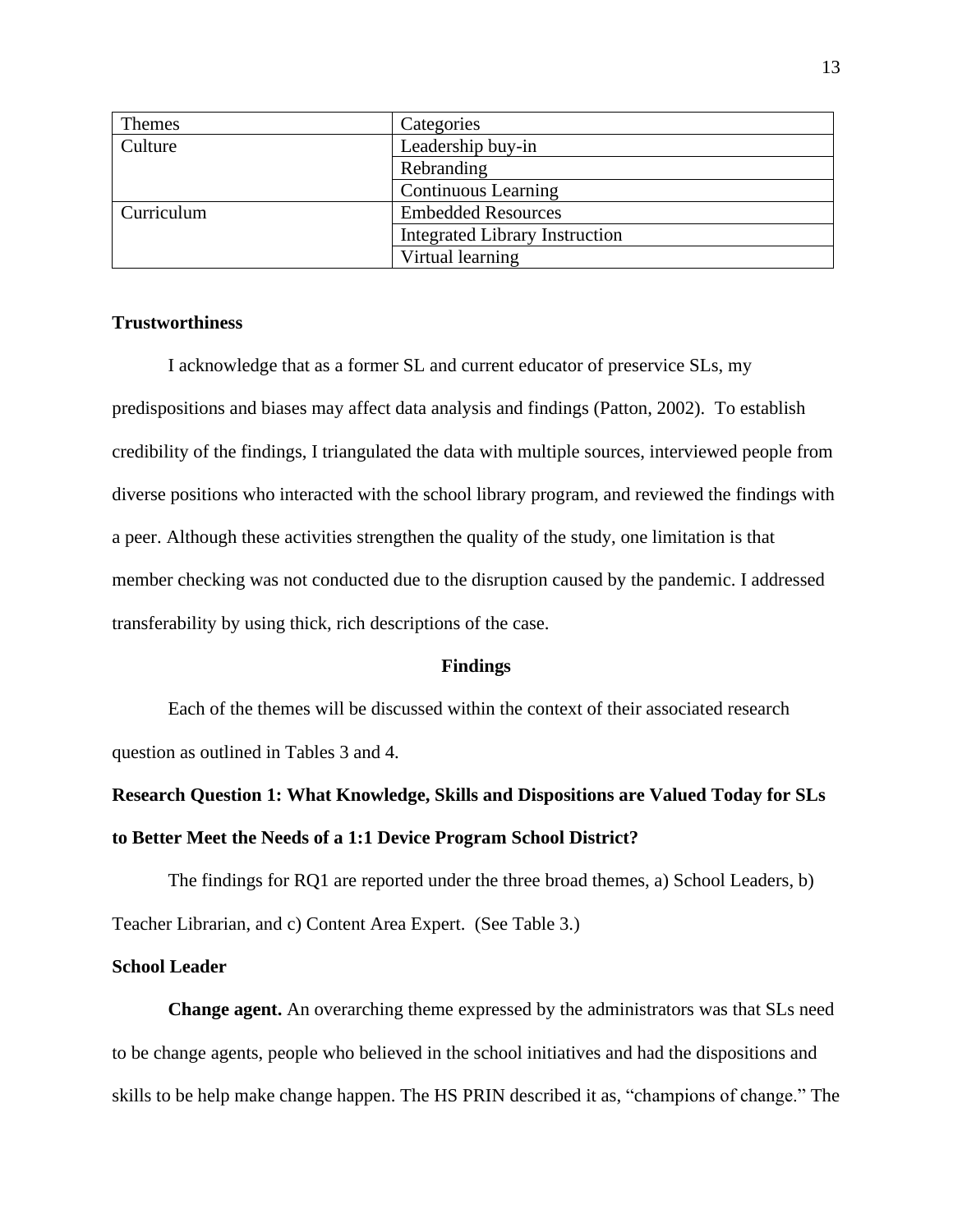| Themes | Categories |
|---|---|
| Culture | Leadership buy-in |
| | Rebranding |
| | Continuous Learning |
| Curriculum | Embedded Resources |
| | Integrated Library Instruction |
| | Virtual learning |

**Trustworthiness**

I acknowledge that as a former SL and current educator of preservice SLs, my predispositions and biases may affect data analysis and findings (Patton, 2002). To establish credibility of the findings, I triangulated the data with multiple sources, interviewed people from diverse positions who interacted with the school library program, and reviewed the findings with a peer. Although these activities strengthen the quality of the study, one limitation is that member checking was not conducted due to the disruption caused by the pandemic. I addressed transferability by using thick, rich descriptions of the case.

## Findings

Each of the themes will be discussed within the context of their associated research question as outlined in Tables 3 and 4.

### Research Question 1: What Knowledge, Skills and Dispositions are Valued Today for SLs to Better Meet the Needs of a 1:1 Device Program School District?

The findings for RQ1 are reported under the three broad themes, a) School Leaders, b) Teacher Librarian, and c) Content Area Expert. (See Table 3.)

### School Leader

**Change agent.** An overarching theme expressed by the administrators was that SLs need to be change agents, people who believed in the school initiatives and had the dispositions and skills to be help make change happen. The HS PRIN described it as, "champions of change." The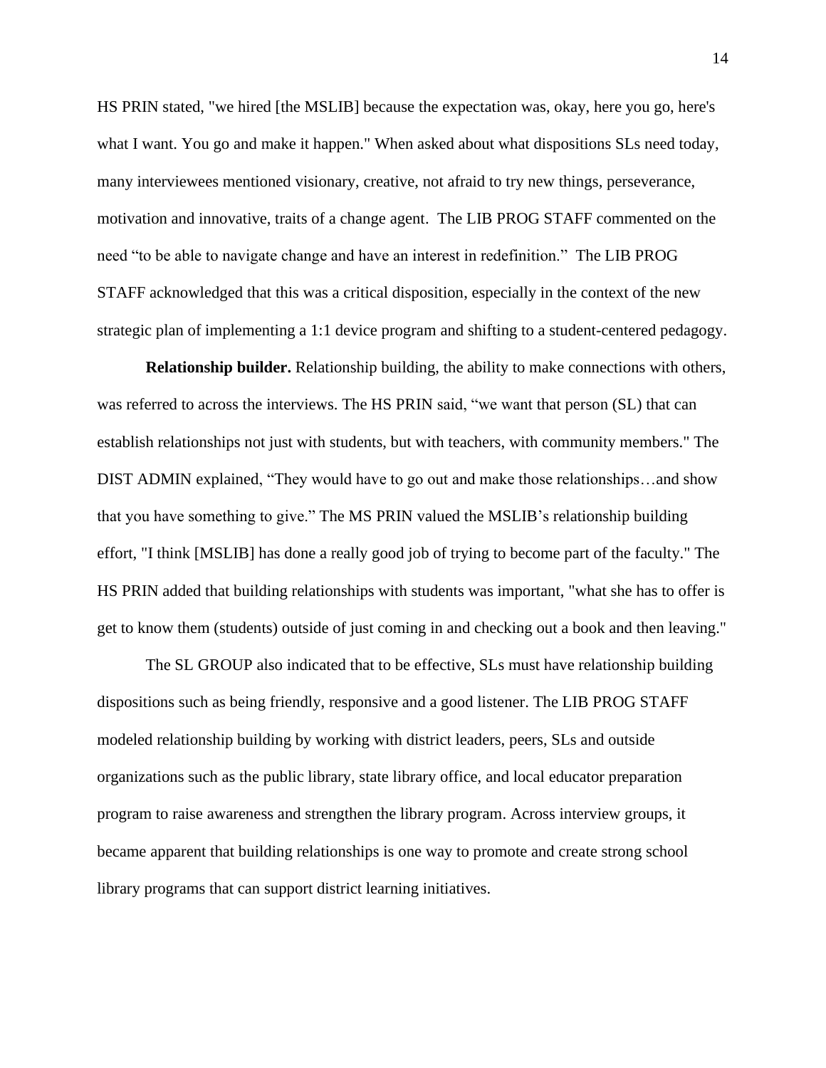HS PRIN stated, "we hired [the MSLIB] because the expectation was, okay, here you go, here's what I want. You go and make it happen." When asked about what dispositions SLs need today, many interviewees mentioned visionary, creative, not afraid to try new things, perseverance, motivation and innovative, traits of a change agent. The LIB PROG STAFF commented on the need "to be able to navigate change and have an interest in redefinition." The LIB PROG STAFF acknowledged that this was a critical disposition, especially in the context of the new strategic plan of implementing a 1:1 device program and shifting to a student-centered pedagogy.

**Relationship builder.** Relationship building, the ability to make connections with others, was referred to across the interviews. The HS PRIN said, "we want that person (SL) that can establish relationships not just with students, but with teachers, with community members." The DIST ADMIN explained, "They would have to go out and make those relationships…and show that you have something to give." The MS PRIN valued the MSLIB's relationship building effort, "I think [MSLIB] has done a really good job of trying to become part of the faculty." The HS PRIN added that building relationships with students was important, "what she has to offer is get to know them (students) outside of just coming in and checking out a book and then leaving."

The SL GROUP also indicated that to be effective, SLs must have relationship building dispositions such as being friendly, responsive and a good listener. The LIB PROG STAFF modeled relationship building by working with district leaders, peers, SLs and outside organizations such as the public library, state library office, and local educator preparation program to raise awareness and strengthen the library program. Across interview groups, it became apparent that building relationships is one way to promote and create strong school library programs that can support district learning initiatives.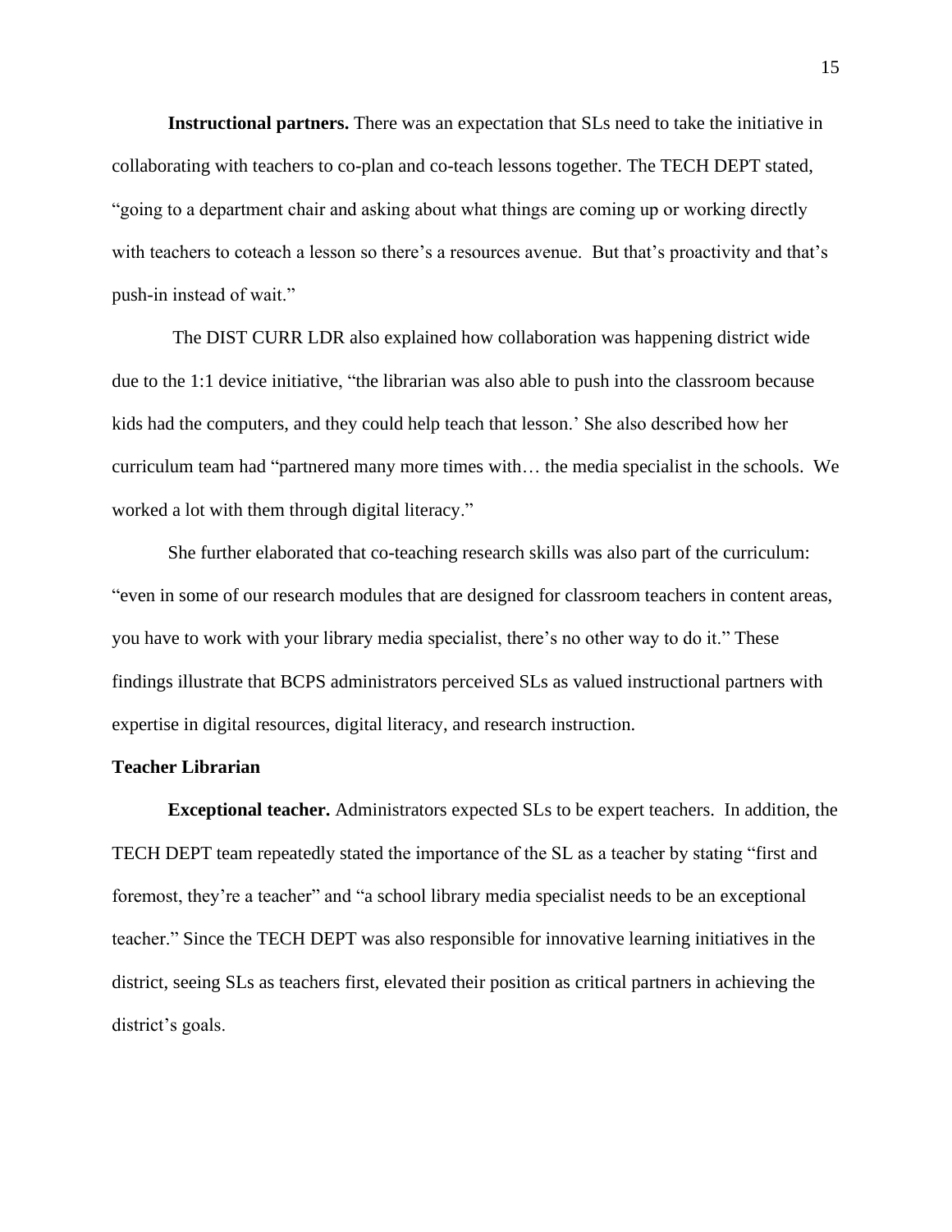**Instructional partners.** There was an expectation that SLs need to take the initiative in collaborating with teachers to co-plan and co-teach lessons together. The TECH DEPT stated, "going to a department chair and asking about what things are coming up or working directly with teachers to coteach a lesson so there's a resources avenue. But that's proactivity and that's push-in instead of wait."

The DIST CURR LDR also explained how collaboration was happening district wide due to the 1:1 device initiative, "the librarian was also able to push into the classroom because kids had the computers, and they could help teach that lesson.' She also described how her curriculum team had "partnered many more times with… the media specialist in the schools. We worked a lot with them through digital literacy."

She further elaborated that co-teaching research skills was also part of the curriculum: "even in some of our research modules that are designed for classroom teachers in content areas, you have to work with your library media specialist, there's no other way to do it." These findings illustrate that BCPS administrators perceived SLs as valued instructional partners with expertise in digital resources, digital literacy, and research instruction.

### Teacher Librarian

**Exceptional teacher.** Administrators expected SLs to be expert teachers. In addition, the TECH DEPT team repeatedly stated the importance of the SL as a teacher by stating "first and foremost, they're a teacher" and "a school library media specialist needs to be an exceptional teacher." Since the TECH DEPT was also responsible for innovative learning initiatives in the district, seeing SLs as teachers first, elevated their position as critical partners in achieving the district's goals.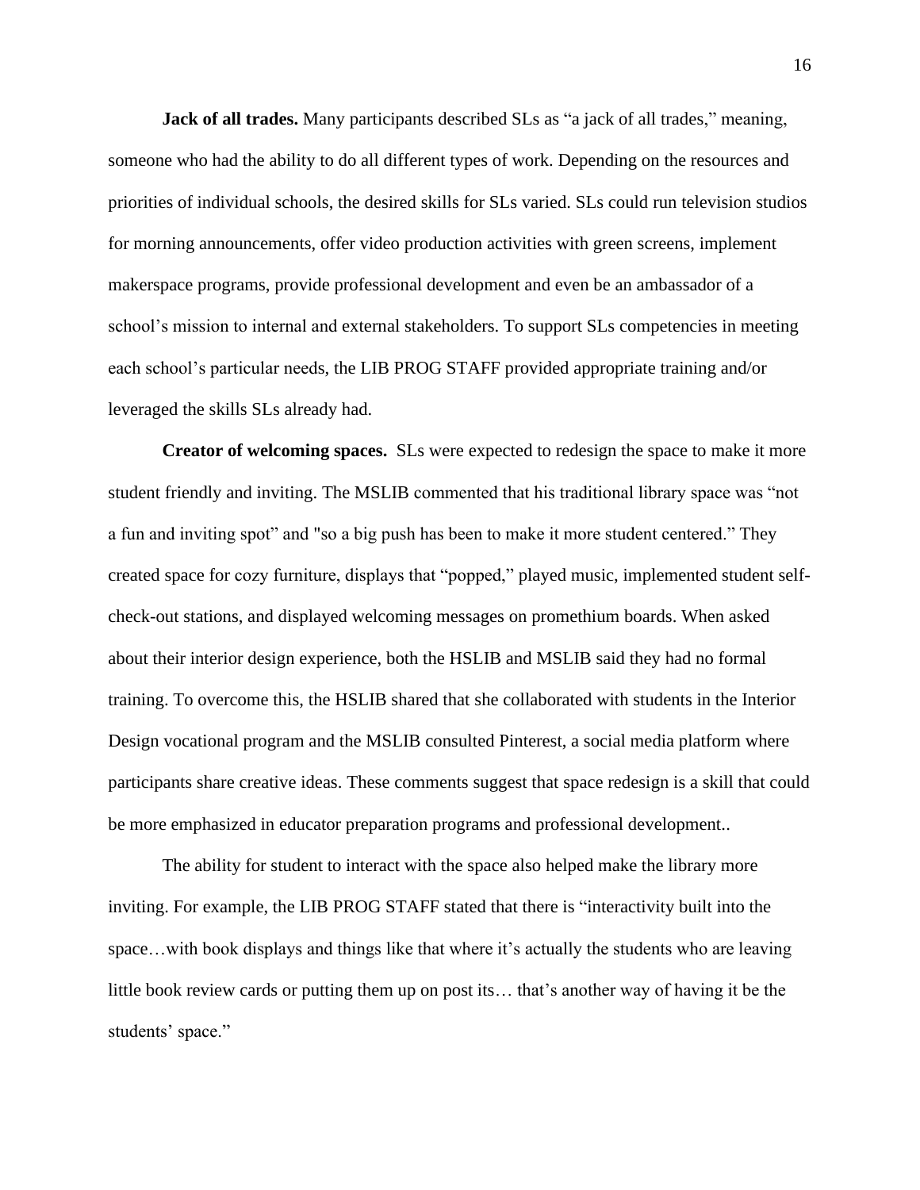**Jack of all trades.** Many participants described SLs as "a jack of all trades," meaning, someone who had the ability to do all different types of work. Depending on the resources and priorities of individual schools, the desired skills for SLs varied. SLs could run television studios for morning announcements, offer video production activities with green screens, implement makerspace programs, provide professional development and even be an ambassador of a school's mission to internal and external stakeholders. To support SLs competencies in meeting each school's particular needs, the LIB PROG STAFF provided appropriate training and/or leveraged the skills SLs already had.

**Creator of welcoming spaces.** SLs were expected to redesign the space to make it more student friendly and inviting. The MSLIB commented that his traditional library space was "not a fun and inviting spot" and "so a big push has been to make it more student centered." They created space for cozy furniture, displays that "popped," played music, implemented student self-check-out stations, and displayed welcoming messages on promethium boards. When asked about their interior design experience, both the HSLIB and MSLIB said they had no formal training. To overcome this, the HSLIB shared that she collaborated with students in the Interior Design vocational program and the MSLIB consulted Pinterest, a social media platform where participants share creative ideas. These comments suggest that space redesign is a skill that could be more emphasized in educator preparation programs and professional development..

The ability for student to interact with the space also helped make the library more inviting. For example, the LIB PROG STAFF stated that there is "interactivity built into the space…with book displays and things like that where it's actually the students who are leaving little book review cards or putting them up on post its… that's another way of having it be the students' space."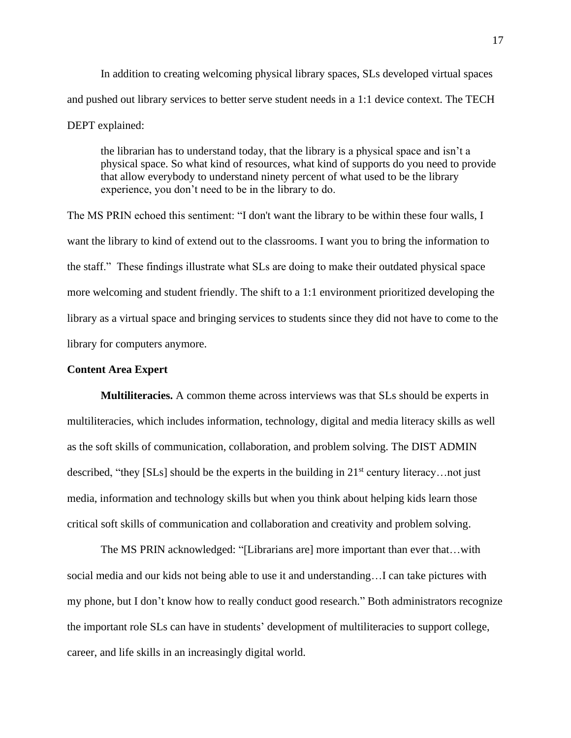In addition to creating welcoming physical library spaces, SLs developed virtual spaces and pushed out library services to better serve student needs in a 1:1 device context. The TECH DEPT explained:

> the librarian has to understand today, that the library is a physical space and isn't a physical space. So what kind of resources, what kind of supports do you need to provide that allow everybody to understand ninety percent of what used to be the library experience, you don't need to be in the library to do.

The MS PRIN echoed this sentiment: "I don't want the library to be within these four walls, I want the library to kind of extend out to the classrooms. I want you to bring the information to the staff." These findings illustrate what SLs are doing to make their outdated physical space more welcoming and student friendly. The shift to a 1:1 environment prioritized developing the library as a virtual space and bringing services to students since they did not have to come to the library for computers anymore.

## Content Area Expert

**Multiliteracies.** A common theme across interviews was that SLs should be experts in multiliteracies, which includes information, technology, digital and media literacy skills as well as the soft skills of communication, collaboration, and problem solving. The DIST ADMIN described, "they [SLs] should be the experts in the building in 21st century literacy…not just media, information and technology skills but when you think about helping kids learn those critical soft skills of communication and collaboration and creativity and problem solving.

The MS PRIN acknowledged: "[Librarians are] more important than ever that…with social media and our kids not being able to use it and understanding…I can take pictures with my phone, but I don't know how to really conduct good research." Both administrators recognize the important role SLs can have in students' development of multiliteracies to support college, career, and life skills in an increasingly digital world.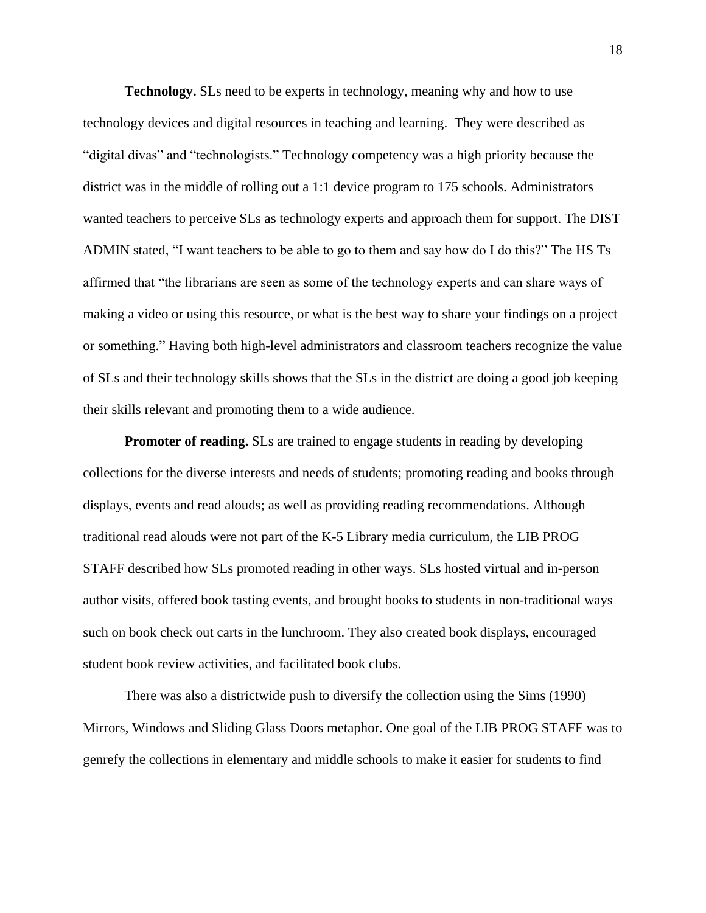**Technology.** SLs need to be experts in technology, meaning why and how to use technology devices and digital resources in teaching and learning. They were described as "digital divas" and "technologists." Technology competency was a high priority because the district was in the middle of rolling out a 1:1 device program to 175 schools. Administrators wanted teachers to perceive SLs as technology experts and approach them for support. The DIST ADMIN stated, "I want teachers to be able to go to them and say how do I do this?" The HS Ts affirmed that "the librarians are seen as some of the technology experts and can share ways of making a video or using this resource, or what is the best way to share your findings on a project or something." Having both high-level administrators and classroom teachers recognize the value of SLs and their technology skills shows that the SLs in the district are doing a good job keeping their skills relevant and promoting them to a wide audience.

**Promoter of reading.** SLs are trained to engage students in reading by developing collections for the diverse interests and needs of students; promoting reading and books through displays, events and read alouds; as well as providing reading recommendations. Although traditional read alouds were not part of the K-5 Library media curriculum, the LIB PROG STAFF described how SLs promoted reading in other ways. SLs hosted virtual and in-person author visits, offered book tasting events, and brought books to students in non-traditional ways such on book check out carts in the lunchroom. They also created book displays, encouraged student book review activities, and facilitated book clubs.

There was also a districtwide push to diversify the collection using the Sims (1990) Mirrors, Windows and Sliding Glass Doors metaphor. One goal of the LIB PROG STAFF was to genrefy the collections in elementary and middle schools to make it easier for students to find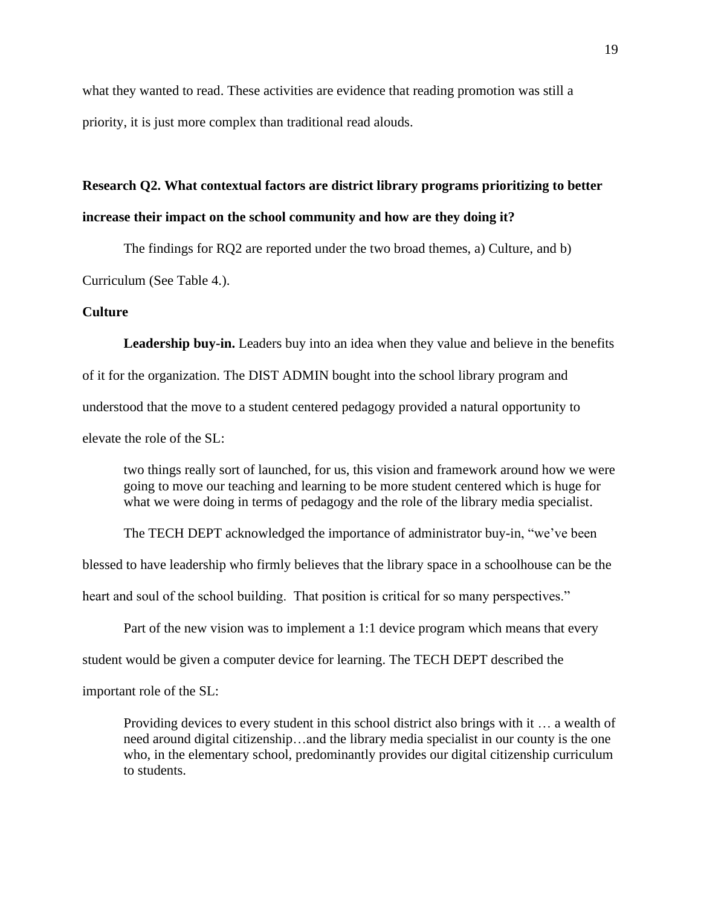what they wanted to read. These activities are evidence that reading promotion was still a priority, it is just more complex than traditional read alouds.

**Research Q2. What contextual factors are district library programs prioritizing to better increase their impact on the school community and how are they doing it?**

The findings for RQ2 are reported under the two broad themes, a) Culture, and b) Curriculum (See Table 4.).

**Culture**

**Leadership buy-in.** Leaders buy into an idea when they value and believe in the benefits of it for the organization. The DIST ADMIN bought into the school library program and understood that the move to a student centered pedagogy provided a natural opportunity to elevate the role of the SL:

> two things really sort of launched, for us, this vision and framework around how we were going to move our teaching and learning to be more student centered which is huge for what we were doing in terms of pedagogy and the role of the library media specialist.

The TECH DEPT acknowledged the importance of administrator buy-in, "we've been blessed to have leadership who firmly believes that the library space in a schoolhouse can be the heart and soul of the school building. That position is critical for so many perspectives."

Part of the new vision was to implement a 1:1 device program which means that every student would be given a computer device for learning. The TECH DEPT described the important role of the SL:

> Providing devices to every student in this school district also brings with it … a wealth of need around digital citizenship…and the library media specialist in our county is the one who, in the elementary school, predominantly provides our digital citizenship curriculum to students.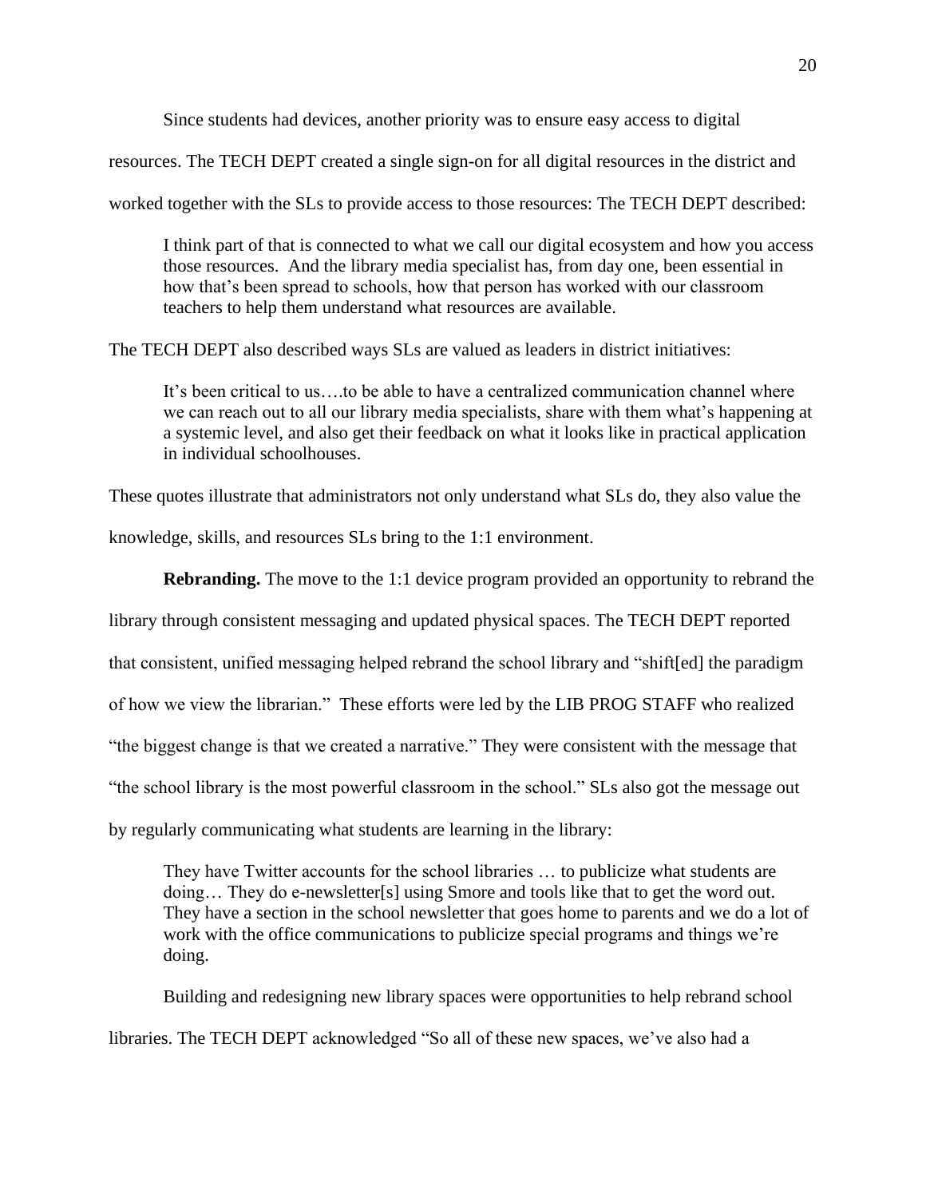Since students had devices, another priority was to ensure easy access to digital resources. The TECH DEPT created a single sign-on for all digital resources in the district and worked together with the SLs to provide access to those resources: The TECH DEPT described:

> I think part of that is connected to what we call our digital ecosystem and how you access those resources. And the library media specialist has, from day one, been essential in how that's been spread to schools, how that person has worked with our classroom teachers to help them understand what resources are available.

The TECH DEPT also described ways SLs are valued as leaders in district initiatives:

> It's been critical to us….to be able to have a centralized communication channel where we can reach out to all our library media specialists, share with them what's happening at a systemic level, and also get their feedback on what it looks like in practical application in individual schoolhouses.

These quotes illustrate that administrators not only understand what SLs do, they also value the knowledge, skills, and resources SLs bring to the 1:1 environment.

**Rebranding.** The move to the 1:1 device program provided an opportunity to rebrand the library through consistent messaging and updated physical spaces. The TECH DEPT reported that consistent, unified messaging helped rebrand the school library and "shift[ed] the paradigm of how we view the librarian." These efforts were led by the LIB PROG STAFF who realized "the biggest change is that we created a narrative." They were consistent with the message that "the school library is the most powerful classroom in the school." SLs also got the message out by regularly communicating what students are learning in the library:

> They have Twitter accounts for the school libraries … to publicize what students are doing… They do e-newsletter[s] using Smore and tools like that to get the word out. They have a section in the school newsletter that goes home to parents and we do a lot of work with the office communications to publicize special programs and things we're doing.

Building and redesigning new library spaces were opportunities to help rebrand school libraries. The TECH DEPT acknowledged "So all of these new spaces, we've also had a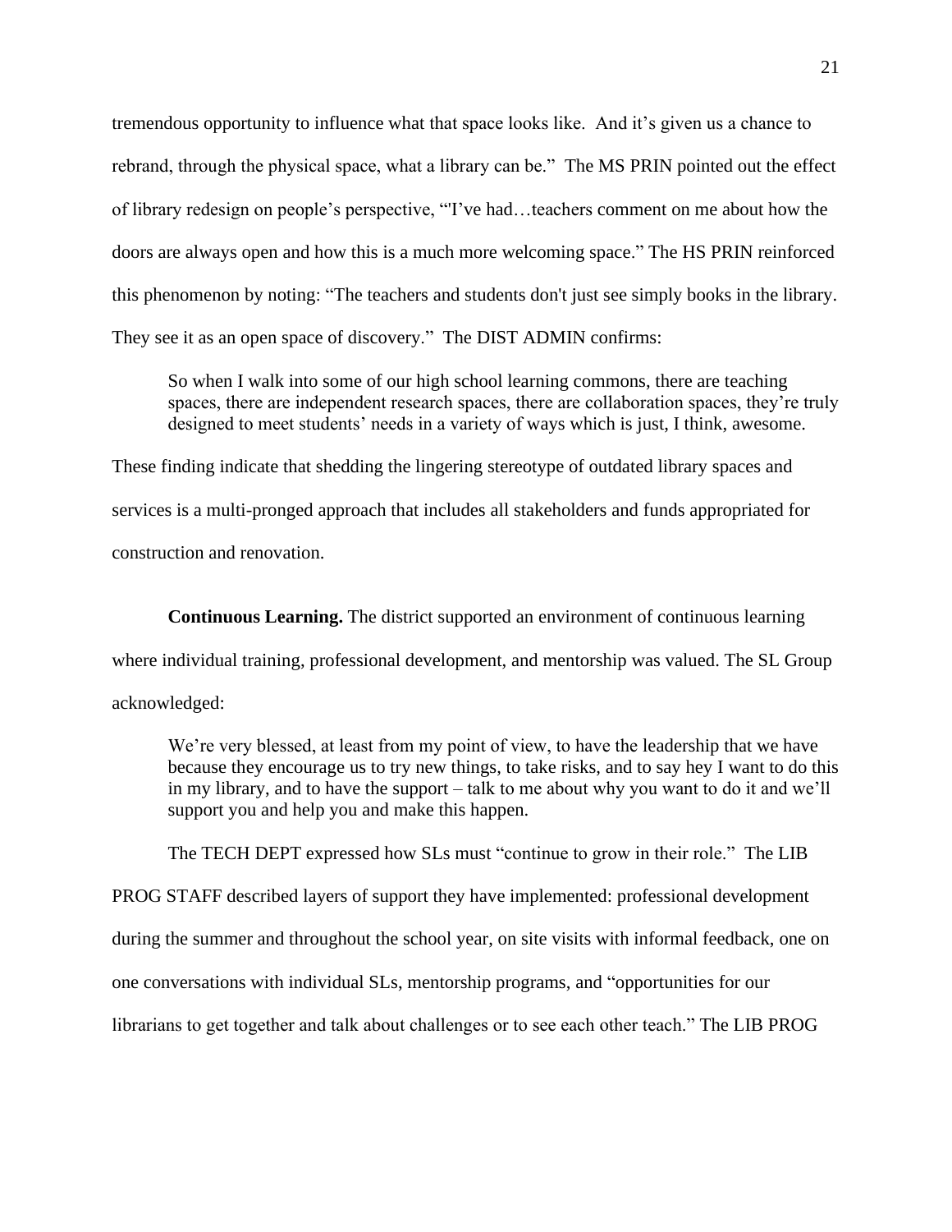tremendous opportunity to influence what that space looks like. And it's given us a chance to rebrand, through the physical space, what a library can be." The MS PRIN pointed out the effect of library redesign on people's perspective, "'I've had…teachers comment on me about how the doors are always open and how this is a much more welcoming space." The HS PRIN reinforced this phenomenon by noting: "The teachers and students don't just see simply books in the library. They see it as an open space of discovery." The DIST ADMIN confirms:

> So when I walk into some of our high school learning commons, there are teaching spaces, there are independent research spaces, there are collaboration spaces, they're truly designed to meet students' needs in a variety of ways which is just, I think, awesome.

These finding indicate that shedding the lingering stereotype of outdated library spaces and services is a multi-pronged approach that includes all stakeholders and funds appropriated for construction and renovation.

**Continuous Learning.** The district supported an environment of continuous learning where individual training, professional development, and mentorship was valued. The SL Group acknowledged:

> We're very blessed, at least from my point of view, to have the leadership that we have because they encourage us to try new things, to take risks, and to say hey I want to do this in my library, and to have the support – talk to me about why you want to do it and we'll support you and help you and make this happen.

The TECH DEPT expressed how SLs must "continue to grow in their role." The LIB PROG STAFF described layers of support they have implemented: professional development during the summer and throughout the school year, on site visits with informal feedback, one on one conversations with individual SLs, mentorship programs, and "opportunities for our librarians to get together and talk about challenges or to see each other teach." The LIB PROG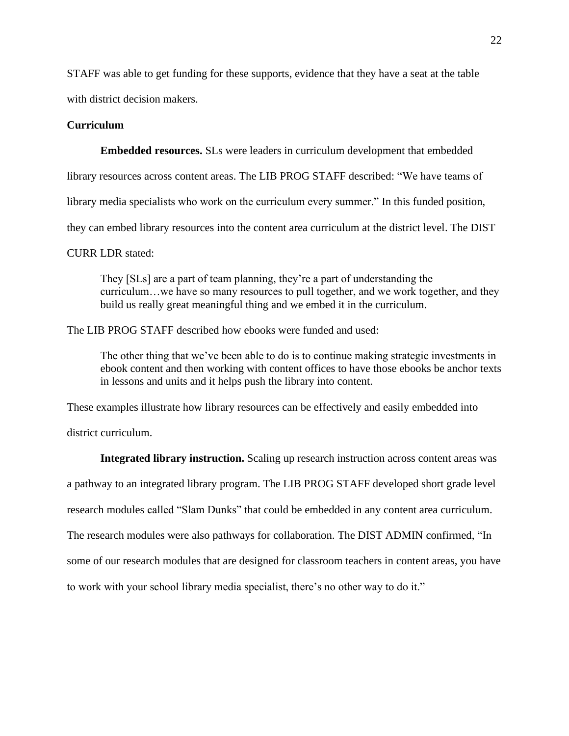STAFF was able to get funding for these supports, evidence that they have a seat at the table with district decision makers.

### Curriculum

**Embedded resources.** SLs were leaders in curriculum development that embedded library resources across content areas. The LIB PROG STAFF described: "We have teams of library media specialists who work on the curriculum every summer." In this funded position, they can embed library resources into the content area curriculum at the district level. The DIST CURR LDR stated:

> They [SLs] are a part of team planning, they're a part of understanding the curriculum…we have so many resources to pull together, and we work together, and they build us really great meaningful thing and we embed it in the curriculum.

The LIB PROG STAFF described how ebooks were funded and used:

> The other thing that we've been able to do is to continue making strategic investments in ebook content and then working with content offices to have those ebooks be anchor texts in lessons and units and it helps push the library into content.

These examples illustrate how library resources can be effectively and easily embedded into district curriculum.

**Integrated library instruction.** Scaling up research instruction across content areas was a pathway to an integrated library program. The LIB PROG STAFF developed short grade level research modules called "Slam Dunks" that could be embedded in any content area curriculum. The research modules were also pathways for collaboration. The DIST ADMIN confirmed, "In some of our research modules that are designed for classroom teachers in content areas, you have to work with your school library media specialist, there's no other way to do it."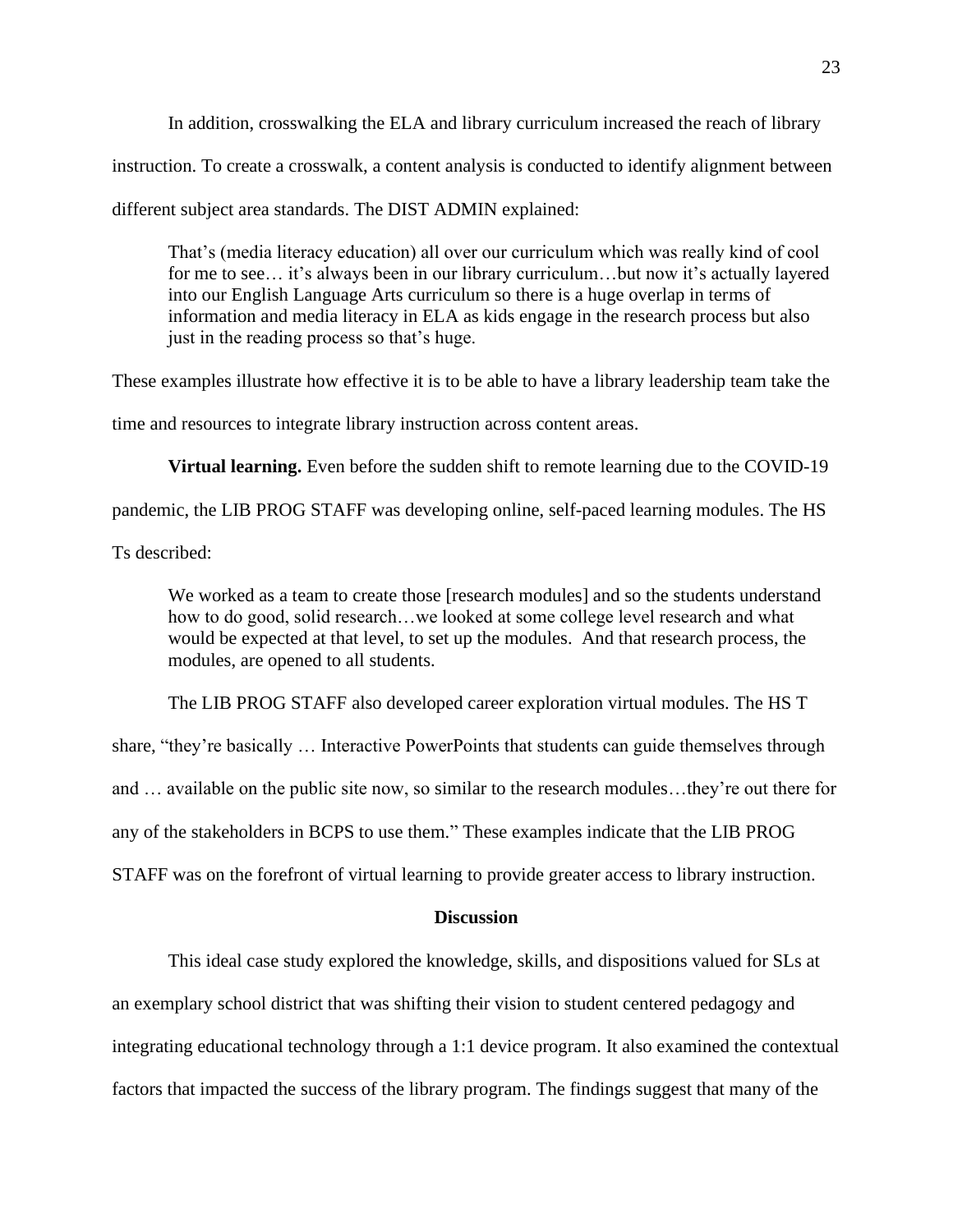In addition, crosswalking the ELA and library curriculum increased the reach of library instruction. To create a crosswalk, a content analysis is conducted to identify alignment between different subject area standards. The DIST ADMIN explained:

> That's (media literacy education) all over our curriculum which was really kind of cool for me to see… it's always been in our library curriculum…but now it's actually layered into our English Language Arts curriculum so there is a huge overlap in terms of information and media literacy in ELA as kids engage in the research process but also just in the reading process so that's huge.

These examples illustrate how effective it is to be able to have a library leadership team take the time and resources to integrate library instruction across content areas.

**Virtual learning.** Even before the sudden shift to remote learning due to the COVID-19 pandemic, the LIB PROG STAFF was developing online, self-paced learning modules. The HS Ts described:

> We worked as a team to create those [research modules] and so the students understand how to do good, solid research…we looked at some college level research and what would be expected at that level, to set up the modules. And that research process, the modules, are opened to all students.

The LIB PROG STAFF also developed career exploration virtual modules. The HS T share, "they're basically … Interactive PowerPoints that students can guide themselves through and … available on the public site now, so similar to the research modules…they're out there for any of the stakeholders in BCPS to use them." These examples indicate that the LIB PROG STAFF was on the forefront of virtual learning to provide greater access to library instruction.

## Discussion

This ideal case study explored the knowledge, skills, and dispositions valued for SLs at an exemplary school district that was shifting their vision to student centered pedagogy and integrating educational technology through a 1:1 device program. It also examined the contextual factors that impacted the success of the library program. The findings suggest that many of the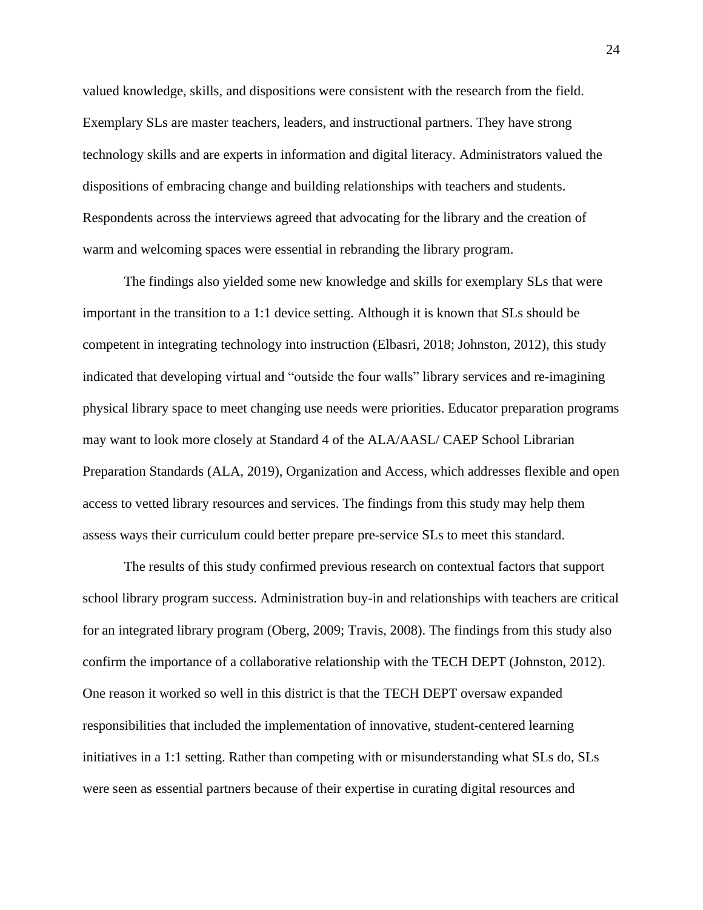valued knowledge, skills, and dispositions were consistent with the research from the field. Exemplary SLs are master teachers, leaders, and instructional partners. They have strong technology skills and are experts in information and digital literacy. Administrators valued the dispositions of embracing change and building relationships with teachers and students. Respondents across the interviews agreed that advocating for the library and the creation of warm and welcoming spaces were essential in rebranding the library program.

The findings also yielded some new knowledge and skills for exemplary SLs that were important in the transition to a 1:1 device setting. Although it is known that SLs should be competent in integrating technology into instruction (Elbasri, 2018; Johnston, 2012), this study indicated that developing virtual and "outside the four walls" library services and re-imagining physical library space to meet changing use needs were priorities. Educator preparation programs may want to look more closely at Standard 4 of the ALA/AASL/ CAEP School Librarian Preparation Standards (ALA, 2019), Organization and Access, which addresses flexible and open access to vetted library resources and services. The findings from this study may help them assess ways their curriculum could better prepare pre-service SLs to meet this standard.

The results of this study confirmed previous research on contextual factors that support school library program success. Administration buy-in and relationships with teachers are critical for an integrated library program (Oberg, 2009; Travis, 2008). The findings from this study also confirm the importance of a collaborative relationship with the TECH DEPT (Johnston, 2012). One reason it worked so well in this district is that the TECH DEPT oversaw expanded responsibilities that included the implementation of innovative, student-centered learning initiatives in a 1:1 setting. Rather than competing with or misunderstanding what SLs do, SLs were seen as essential partners because of their expertise in curating digital resources and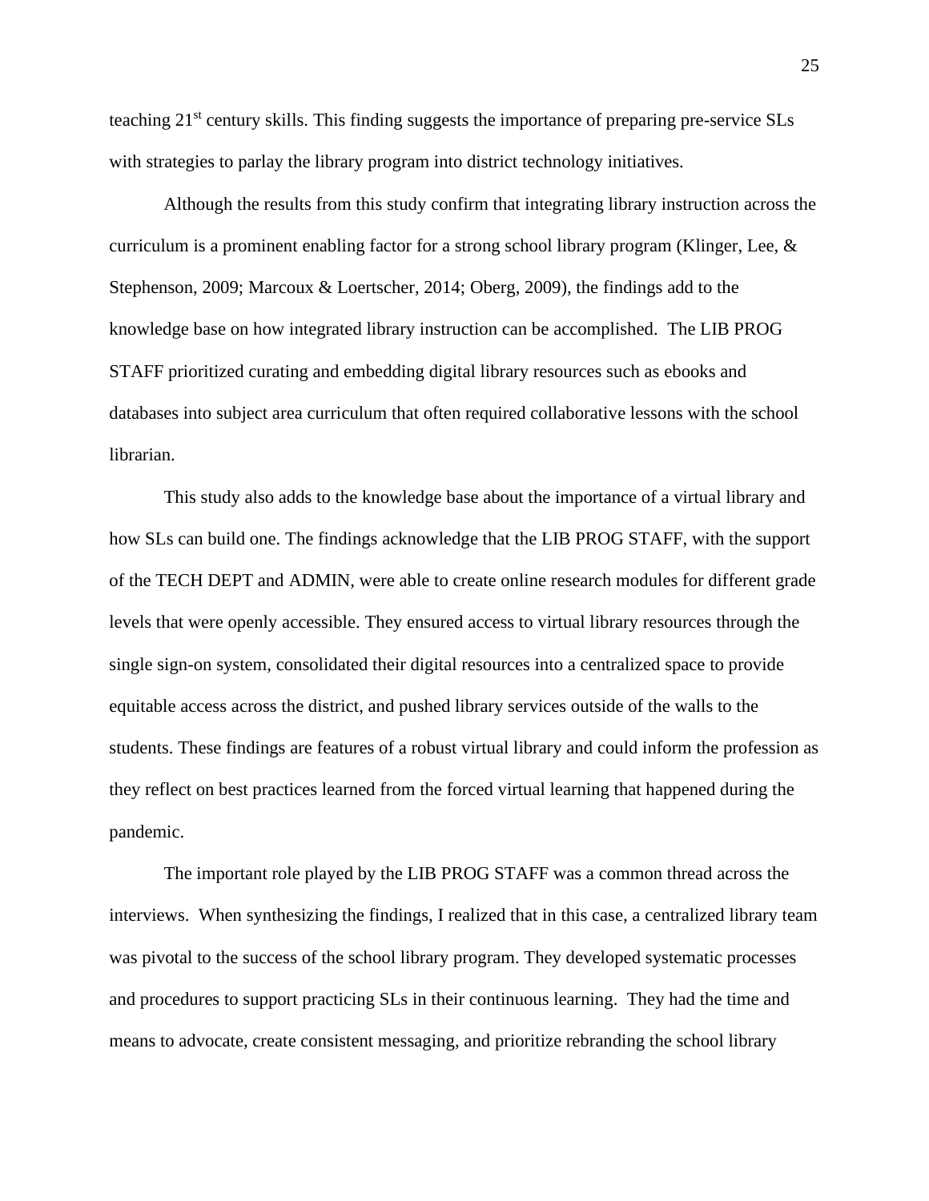teaching 21st century skills. This finding suggests the importance of preparing pre-service SLs with strategies to parlay the library program into district technology initiatives.

Although the results from this study confirm that integrating library instruction across the curriculum is a prominent enabling factor for a strong school library program (Klinger, Lee, & Stephenson, 2009; Marcoux & Loertscher, 2014; Oberg, 2009), the findings add to the knowledge base on how integrated library instruction can be accomplished. The LIB PROG STAFF prioritized curating and embedding digital library resources such as ebooks and databases into subject area curriculum that often required collaborative lessons with the school librarian.

This study also adds to the knowledge base about the importance of a virtual library and how SLs can build one. The findings acknowledge that the LIB PROG STAFF, with the support of the TECH DEPT and ADMIN, were able to create online research modules for different grade levels that were openly accessible. They ensured access to virtual library resources through the single sign-on system, consolidated their digital resources into a centralized space to provide equitable access across the district, and pushed library services outside of the walls to the students. These findings are features of a robust virtual library and could inform the profession as they reflect on best practices learned from the forced virtual learning that happened during the pandemic.

The important role played by the LIB PROG STAFF was a common thread across the interviews. When synthesizing the findings, I realized that in this case, a centralized library team was pivotal to the success of the school library program. They developed systematic processes and procedures to support practicing SLs in their continuous learning. They had the time and means to advocate, create consistent messaging, and prioritize rebranding the school library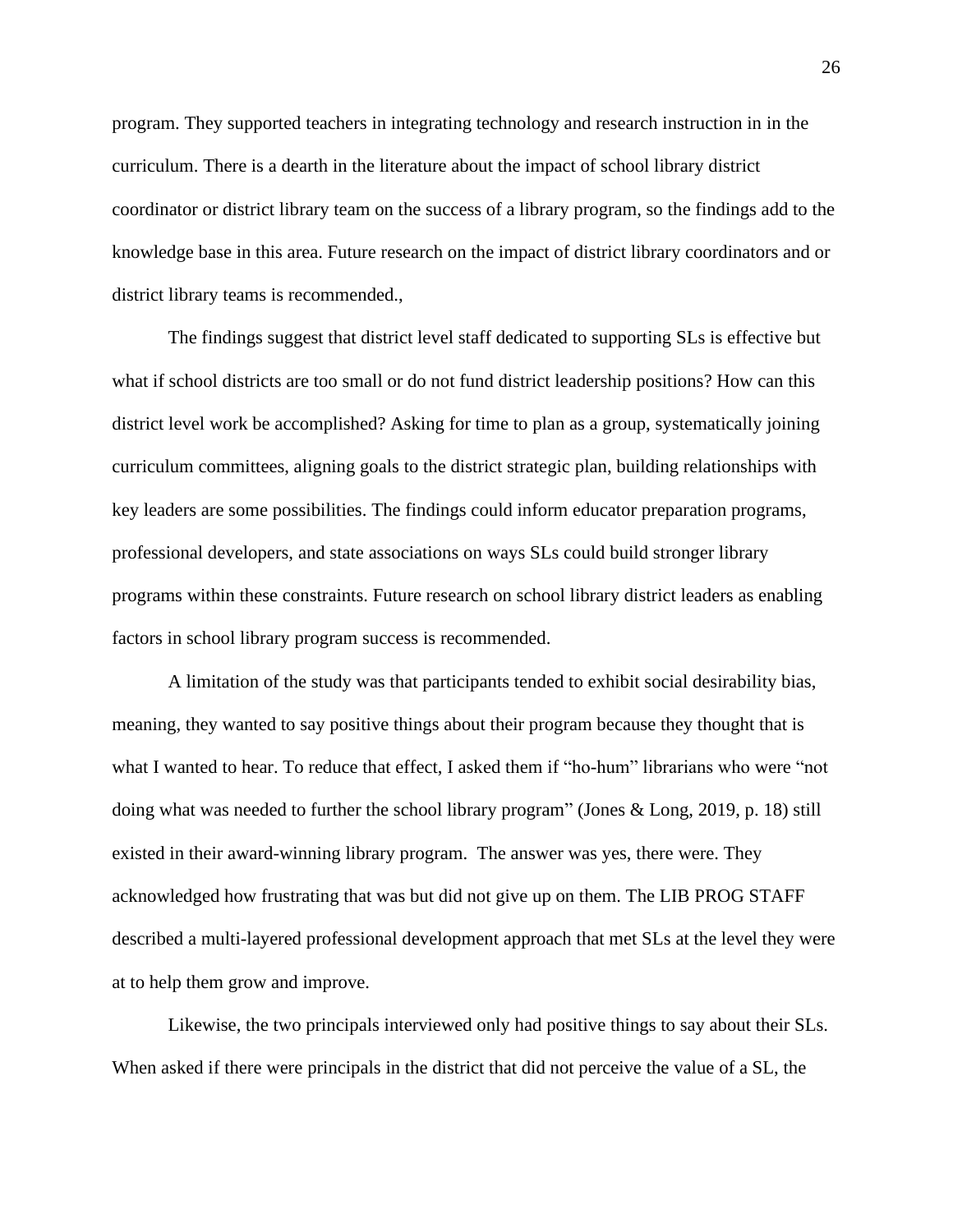program. They supported teachers in integrating technology and research instruction in in the curriculum. There is a dearth in the literature about the impact of school library district coordinator or district library team on the success of a library program, so the findings add to the knowledge base in this area. Future research on the impact of district library coordinators and or district library teams is recommended.,

The findings suggest that district level staff dedicated to supporting SLs is effective but what if school districts are too small or do not fund district leadership positions? How can this district level work be accomplished? Asking for time to plan as a group, systematically joining curriculum committees, aligning goals to the district strategic plan, building relationships with key leaders are some possibilities. The findings could inform educator preparation programs, professional developers, and state associations on ways SLs could build stronger library programs within these constraints. Future research on school library district leaders as enabling factors in school library program success is recommended.

A limitation of the study was that participants tended to exhibit social desirability bias, meaning, they wanted to say positive things about their program because they thought that is what I wanted to hear. To reduce that effect, I asked them if "ho-hum" librarians who were "not doing what was needed to further the school library program" (Jones & Long, 2019, p. 18) still existed in their award-winning library program. The answer was yes, there were. They acknowledged how frustrating that was but did not give up on them. The LIB PROG STAFF described a multi-layered professional development approach that met SLs at the level they were at to help them grow and improve.

Likewise, the two principals interviewed only had positive things to say about their SLs. When asked if there were principals in the district that did not perceive the value of a SL, the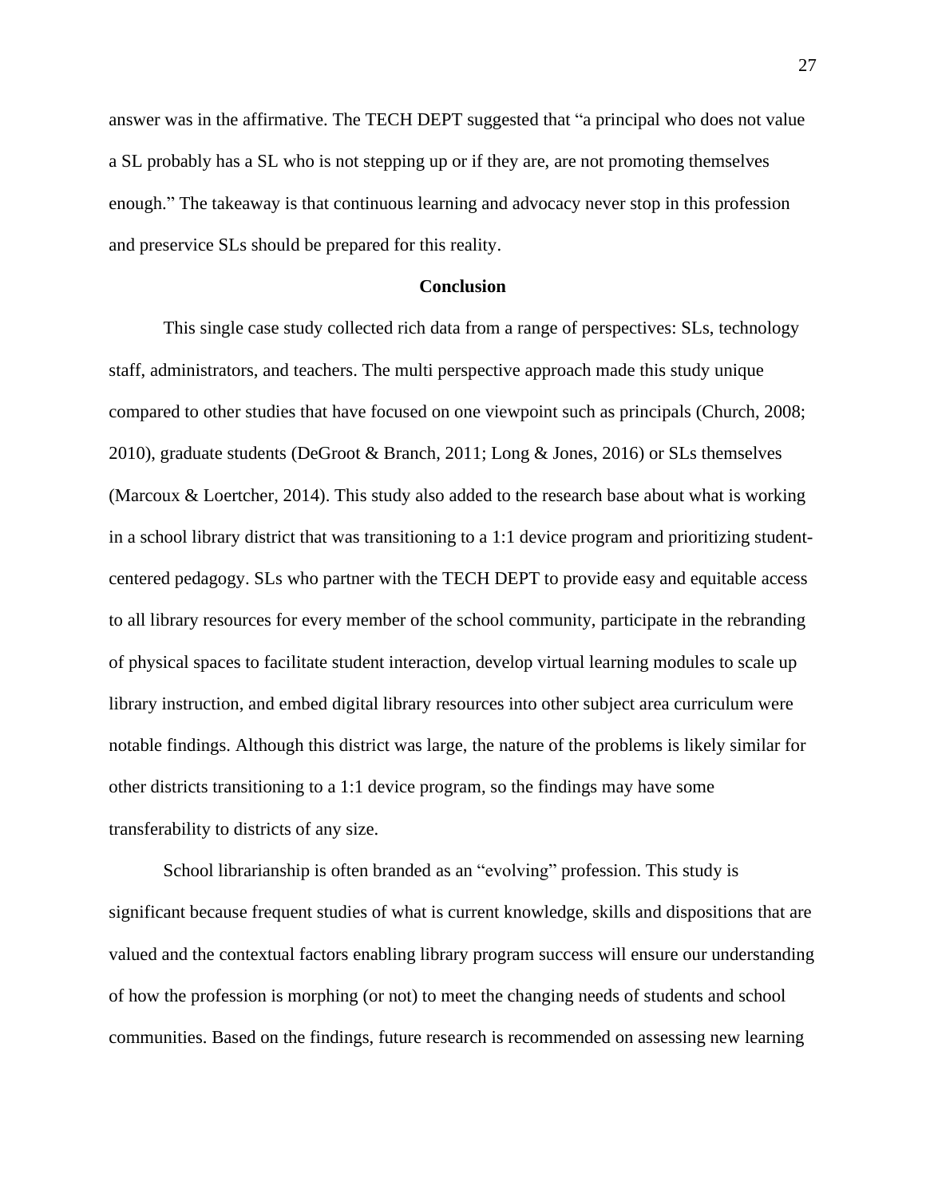answer was in the affirmative. The TECH DEPT suggested that “a principal who does not value a SL probably has a SL who is not stepping up or if they are, are not promoting themselves enough.” The takeaway is that continuous learning and advocacy never stop in this profession and preservice SLs should be prepared for this reality.

## Conclusion

This single case study collected rich data from a range of perspectives: SLs, technology staff, administrators, and teachers. The multi perspective approach made this study unique compared to other studies that have focused on one viewpoint such as principals (Church, 2008; 2010), graduate students (DeGroot & Branch, 2011; Long & Jones, 2016) or SLs themselves (Marcoux & Loertcher, 2014). This study also added to the research base about what is working in a school library district that was transitioning to a 1:1 device program and prioritizing student-centered pedagogy. SLs who partner with the TECH DEPT to provide easy and equitable access to all library resources for every member of the school community, participate in the rebranding of physical spaces to facilitate student interaction, develop virtual learning modules to scale up library instruction, and embed digital library resources into other subject area curriculum were notable findings. Although this district was large, the nature of the problems is likely similar for other districts transitioning to a 1:1 device program, so the findings may have some transferability to districts of any size.

School librarianship is often branded as an “evolving” profession. This study is significant because frequent studies of what is current knowledge, skills and dispositions that are valued and the contextual factors enabling library program success will ensure our understanding of how the profession is morphing (or not) to meet the changing needs of students and school communities. Based on the findings, future research is recommended on assessing new learning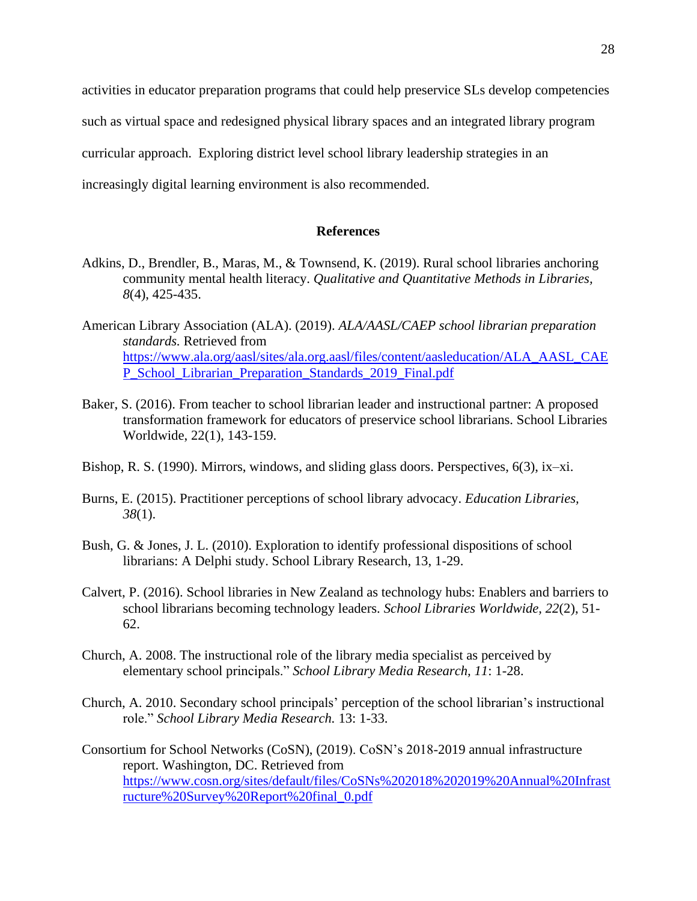activities in educator preparation programs that could help preservice SLs develop competencies such as virtual space and redesigned physical library spaces and an integrated library program curricular approach. Exploring district level school library leadership strategies in an increasingly digital learning environment is also recommended.

## References

Adkins, D., Brendler, B., Maras, M., & Townsend, K. (2019). Rural school libraries anchoring community mental health literacy. *Qualitative and Quantitative Methods in Libraries, 8*(4), 425-435.

American Library Association (ALA). (2019). *ALA/AASL/CAEP school librarian preparation standards.* Retrieved from [https://www.ala.org/aasl/sites/ala.org.aasl/files/content/aasleducation/ALA_AASL_CAEP_School_Librarian_Preparation_Standards_2019_Final.pdf](https://www.ala.org/aasl/sites/ala.org.aasl/files/content/aasleducation/ALA_AASL_CAEP_School_Librarian_Preparation_Standards_2019_Final.pdf)

Baker, S. (2016). From teacher to school librarian leader and instructional partner: A proposed transformation framework for educators of preservice school librarians. School Libraries Worldwide, 22(1), 143-159.

Bishop, R. S. (1990). Mirrors, windows, and sliding glass doors. Perspectives, 6(3), ix–xi.

Burns, E. (2015). Practitioner perceptions of school library advocacy. *Education Libraries, 38*(1).

Bush, G. & Jones, J. L. (2010). Exploration to identify professional dispositions of school librarians: A Delphi study. School Library Research, 13, 1-29.

Calvert, P. (2016). School libraries in New Zealand as technology hubs: Enablers and barriers to school librarians becoming technology leaders. *School Libraries Worldwide, 22*(2), 51-62.

Church, A. 2008. The instructional role of the library media specialist as perceived by elementary school principals." *School Library Media Research, 11*: 1-28.

Church, A. 2010. Secondary school principals' perception of the school librarian's instructional role." *School Library Media Research.* 13: 1-33.

Consortium for School Networks (CoSN), (2019). CoSN's 2018-2019 annual infrastructure report. Washington, DC. Retrieved from [https://www.cosn.org/sites/default/files/CoSNs%202018%202019%20Annual%20Infrastructure%20Survey%20Report%20final_0.pdf](https://www.cosn.org/sites/default/files/CoSNs%202018%202019%20Annual%20Infrastructure%20Survey%20Report%20final_0.pdf)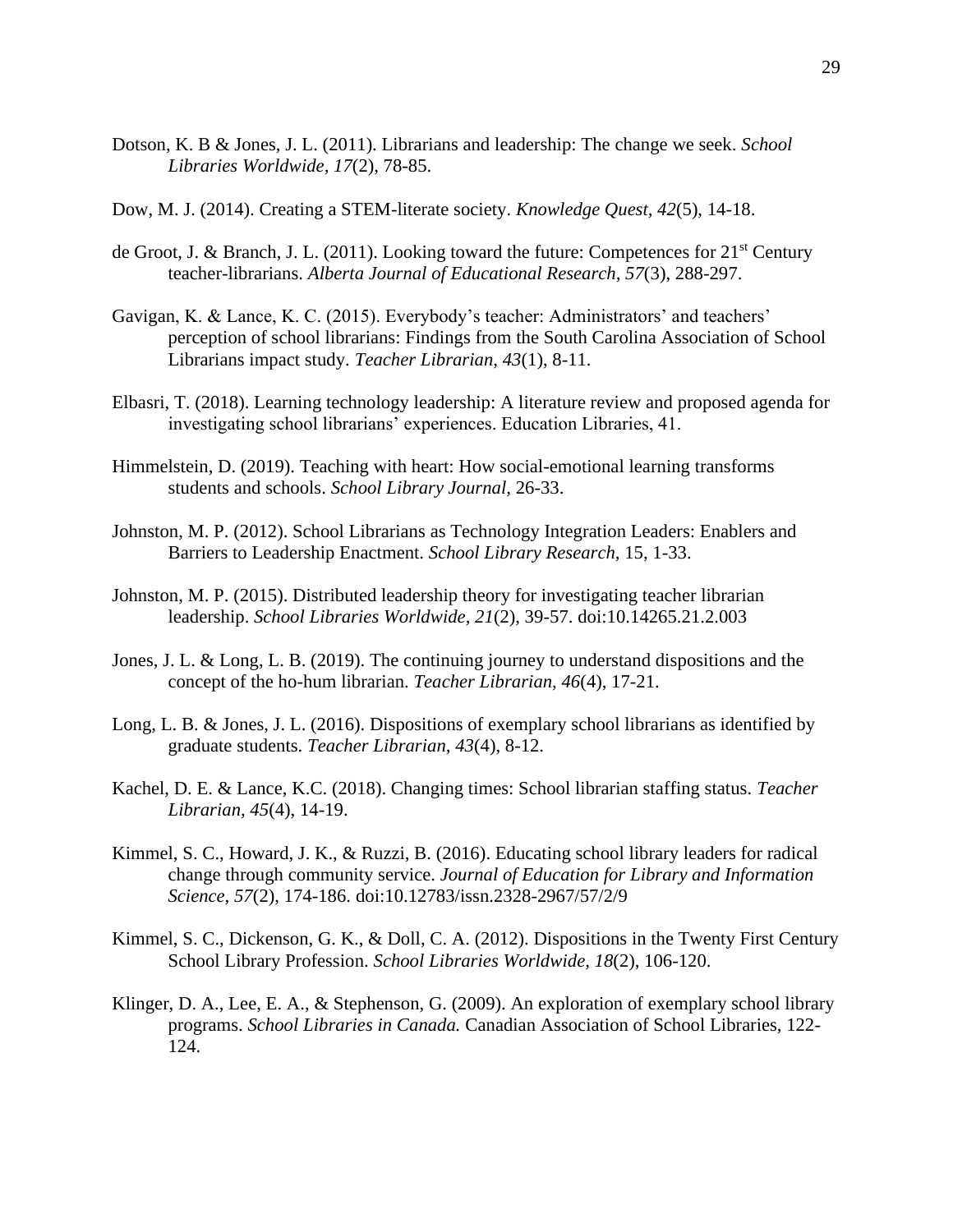Dotson, K. B & Jones, J. L. (2011). Librarians and leadership: The change we seek. *School Libraries Worldwide, 17*(2), 78-85.

Dow, M. J. (2014). Creating a STEM-literate society. *Knowledge Quest, 42*(5), 14-18.

de Groot, J. & Branch, J. L. (2011). Looking toward the future: Competences for 21st Century teacher-librarians. *Alberta Journal of Educational Research, 57*(3), 288-297.

Gavigan, K. & Lance, K. C. (2015). Everybody's teacher: Administrators' and teachers' perception of school librarians: Findings from the South Carolina Association of School Librarians impact study. *Teacher Librarian, 43*(1), 8-11.

Elbasri, T. (2018). Learning technology leadership: A literature review and proposed agenda for investigating school librarians' experiences. Education Libraries, 41.

Himmelstein, D. (2019). Teaching with heart: How social-emotional learning transforms students and schools. *School Library Journal,* 26-33.

Johnston, M. P. (2012). School Librarians as Technology Integration Leaders: Enablers and Barriers to Leadership Enactment. *School Library Research,* 15, 1-33.

Johnston, M. P. (2015). Distributed leadership theory for investigating teacher librarian leadership. *School Libraries Worldwide, 21*(2), 39-57. doi:10.14265.21.2.003

Jones, J. L. & Long, L. B. (2019). The continuing journey to understand dispositions and the concept of the ho-hum librarian. *Teacher Librarian, 46*(4), 17-21.

Long, L. B. & Jones, J. L. (2016). Dispositions of exemplary school librarians as identified by graduate students. *Teacher Librarian, 43*(4), 8-12.

Kachel, D. E. & Lance, K.C. (2018). Changing times: School librarian staffing status. *Teacher Librarian, 45*(4), 14-19.

Kimmel, S. C., Howard, J. K., & Ruzzi, B. (2016). Educating school library leaders for radical change through community service. *Journal of Education for Library and Information Science, 57*(2), 174-186. doi:10.12783/issn.2328-2967/57/2/9

Kimmel, S. C., Dickenson, G. K., & Doll, C. A. (2012). Dispositions in the Twenty First Century School Library Profession. *School Libraries Worldwide, 18*(2), 106-120.

Klinger, D. A., Lee, E. A., & Stephenson, G. (2009). An exploration of exemplary school library programs. *School Libraries in Canada.* Canadian Association of School Libraries, 122-124.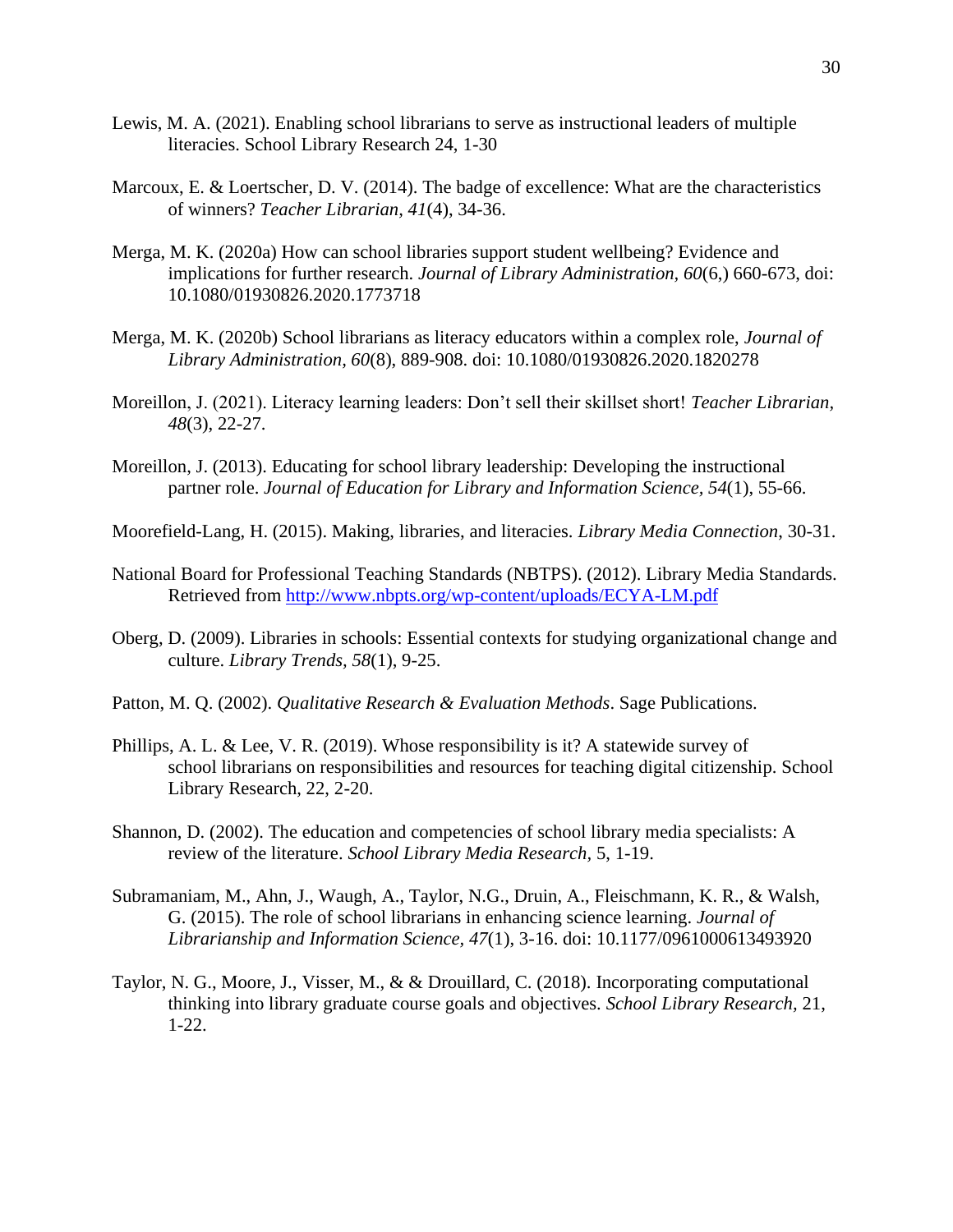Lewis, M. A. (2021). Enabling school librarians to serve as instructional leaders of multiple literacies. School Library Research 24, 1-30

Marcoux, E. & Loertscher, D. V. (2014). The badge of excellence: What are the characteristics of winners? *Teacher Librarian, 41*(4), 34-36.

Merga, M. K. (2020a) How can school libraries support student wellbeing? Evidence and implications for further research. *Journal of Library Administration, 60*(6,) 660-673, doi: 10.1080/01930826.2020.1773718

Merga, M. K. (2020b) School librarians as literacy educators within a complex role, *Journal of Library Administration, 60*(8), 889-908. doi: 10.1080/01930826.2020.1820278

Moreillon, J. (2021). Literacy learning leaders: Don't sell their skillset short! *Teacher Librarian, 48*(3), 22-27.

Moreillon, J. (2013). Educating for school library leadership: Developing the instructional partner role. *Journal of Education for Library and Information Science, 54*(1), 55-66.

Moorefield-Lang, H. (2015). Making, libraries, and literacies. *Library Media Connection*, 30-31.

National Board for Professional Teaching Standards (NBTPS). (2012). Library Media Standards. Retrieved from [http://www.nbpts.org/wp-content/uploads/ECYA-LM.pdf](http://www.nbpts.org/wp-content/uploads/ECYA-LM.pdf)

Oberg, D. (2009). Libraries in schools: Essential contexts for studying organizational change and culture. *Library Trends, 58*(1), 9-25.

Patton, M. Q. (2002). *Qualitative Research & Evaluation Methods*. Sage Publications.

Phillips, A. L. & Lee, V. R. (2019). Whose responsibility is it? A statewide survey of school librarians on responsibilities and resources for teaching digital citizenship. School Library Research, 22, 2-20.

Shannon, D. (2002). The education and competencies of school library media specialists: A review of the literature. *School Library Media Research*, 5, 1-19.

Subramaniam, M., Ahn, J., Waugh, A., Taylor, N.G., Druin, A., Fleischmann, K. R., & Walsh, G. (2015). The role of school librarians in enhancing science learning. *Journal of Librarianship and Information Science, 47*(1), 3-16. doi: 10.1177/0961000613493920

Taylor, N. G., Moore, J., Visser, M., & & Drouillard, C. (2018). Incorporating computational thinking into library graduate course goals and objectives. *School Library Research*, 21, 1-22.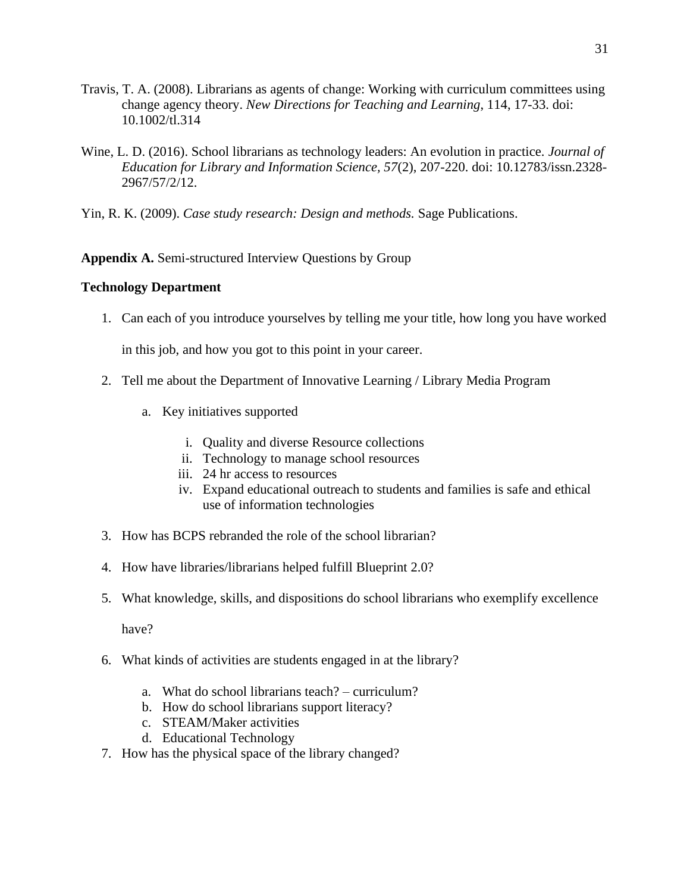Travis, T. A. (2008). Librarians as agents of change: Working with curriculum committees using change agency theory. *New Directions for Teaching and Learning*, 114, 17-33. doi: 10.1002/tl.314

Wine, L. D. (2016). School librarians as technology leaders: An evolution in practice. *Journal of Education for Library and Information Science, 57*(2), 207-220. doi: 10.12783/issn.2328-2967/57/2/12.

Yin, R. K. (2009). *Case study research: Design and methods.* Sage Publications.

**Appendix A.** Semi-structured Interview Questions by Group

**Technology Department**

1. Can each of you introduce yourselves by telling me your title, how long you have worked in this job, and how you got to this point in your career.
2. Tell me about the Department of Innovative Learning / Library Media Program
    a. Key initiatives supported
        i. Quality and diverse Resource collections
        ii. Technology to manage school resources
        iii. 24 hr access to resources
        iv. Expand educational outreach to students and families is safe and ethical use of information technologies
3. How has BCPS rebranded the role of the school librarian?
4. How have libraries/librarians helped fulfill Blueprint 2.0?
5. What knowledge, skills, and dispositions do school librarians who exemplify excellence have?
6. What kinds of activities are students engaged in at the library?
    a. What do school librarians teach? – curriculum?
    b. How do school librarians support literacy?
    c. STEAM/Maker activities
    d. Educational Technology
7. How has the physical space of the library changed?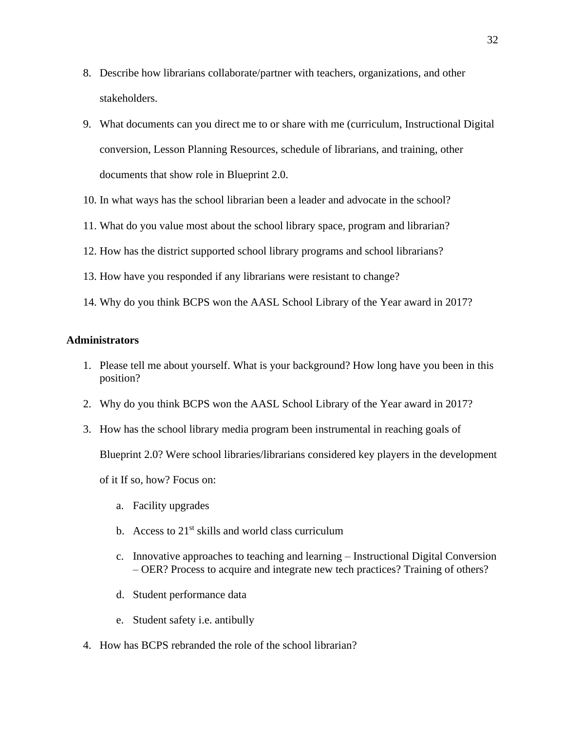8. Describe how librarians collaborate/partner with teachers, organizations, and other stakeholders.
9. What documents can you direct me to or share with me (curriculum, Instructional Digital conversion, Lesson Planning Resources, schedule of librarians, and training, other documents that show role in Blueprint 2.0.
10. In what ways has the school librarian been a leader and advocate in the school?
11. What do you value most about the school library space, program and librarian?
12. How has the district supported school library programs and school librarians?
13. How have you responded if any librarians were resistant to change?
14. Why do you think BCPS won the AASL School Library of the Year award in 2017?

**Administrators**

1. Please tell me about yourself. What is your background? How long have you been in this position?
2. Why do you think BCPS won the AASL School Library of the Year award in 2017?
3. How has the school library media program been instrumental in reaching goals of Blueprint 2.0? Were school libraries/librarians considered key players in the development of it If so, how? Focus on:
    a. Facility upgrades
    b. Access to 21st skills and world class curriculum
    c. Innovative approaches to teaching and learning – Instructional Digital Conversion – OER? Process to acquire and integrate new tech practices? Training of others?
    d. Student performance data
    e. Student safety i.e. antibully
4. How has BCPS rebranded the role of the school librarian?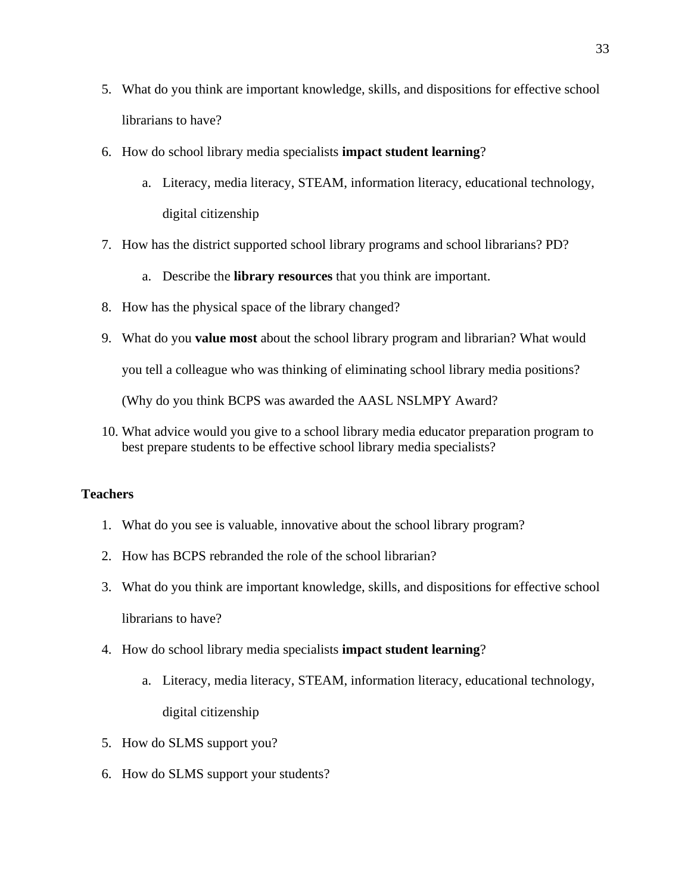5. What do you think are important knowledge, skills, and dispositions for effective school librarians to have?
6. How do school library media specialists **impact student learning**?
    a. Literacy, media literacy, STEAM, information literacy, educational technology, digital citizenship
7. How has the district supported school library programs and school librarians? PD?
    a. Describe the **library resources** that you think are important.
8. How has the physical space of the library changed?
9. What do you **value most** about the school library program and librarian? What would you tell a colleague who was thinking of eliminating school library media positions? (Why do you think BCPS was awarded the AASL NSLMPY Award?
10. What advice would you give to a school library media educator preparation program to best prepare students to be effective school library media specialists?

**Teachers**

1. What do you see is valuable, innovative about the school library program?
2. How has BCPS rebranded the role of the school librarian?
3. What do you think are important knowledge, skills, and dispositions for effective school librarians to have?
4. How do school library media specialists **impact student learning**?
    a. Literacy, media literacy, STEAM, information literacy, educational technology, digital citizenship
5. How do SLMS support you?
6. How do SLMS support your students?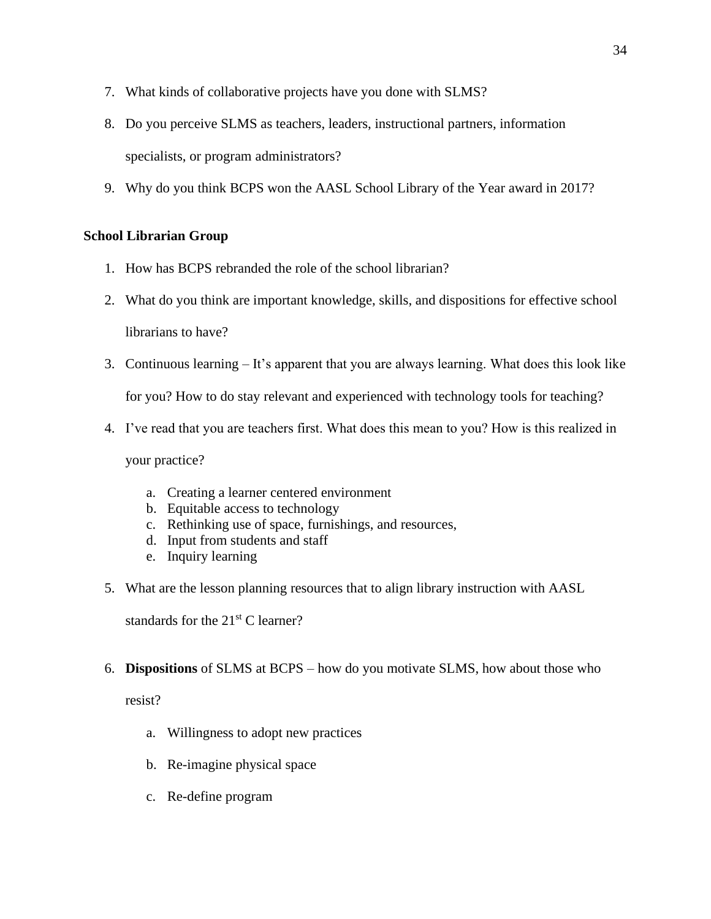7. What kinds of collaborative projects have you done with SLMS?
8. Do you perceive SLMS as teachers, leaders, instructional partners, information specialists, or program administrators?
9. Why do you think BCPS won the AASL School Library of the Year award in 2017?

**School Librarian Group**

1. How has BCPS rebranded the role of the school librarian?
2. What do you think are important knowledge, skills, and dispositions for effective school librarians to have?
3. Continuous learning – It's apparent that you are always learning. What does this look like for you? How to do stay relevant and experienced with technology tools for teaching?
4. I've read that you are teachers first. What does this mean to you? How is this realized in your practice?
   a. Creating a learner centered environment
   b. Equitable access to technology
   c. Rethinking use of space, furnishings, and resources,
   d. Input from students and staff
   e. Inquiry learning
5. What are the lesson planning resources that to align library instruction with AASL standards for the 21st C learner?
6. **Dispositions** of SLMS at BCPS – how do you motivate SLMS, how about those who resist?
   a. Willingness to adopt new practices
   b. Re-imagine physical space
   c. Re-define program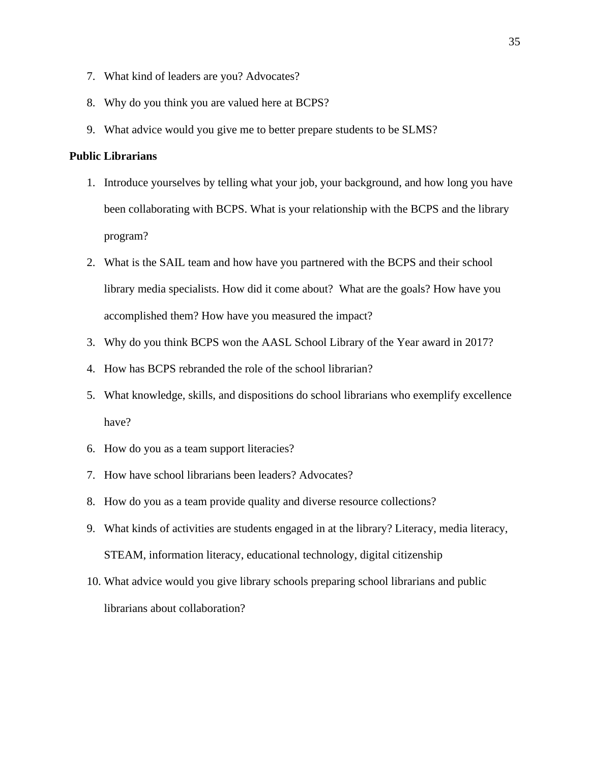7. What kind of leaders are you? Advocates?
8. Why do you think you are valued here at BCPS?
9. What advice would you give me to better prepare students to be SLMS?

**Public Librarians**

1. Introduce yourselves by telling what your job, your background, and how long you have been collaborating with BCPS. What is your relationship with the BCPS and the library program?
2. What is the SAIL team and how have you partnered with the BCPS and their school library media specialists. How did it come about? What are the goals? How have you accomplished them? How have you measured the impact?
3. Why do you think BCPS won the AASL School Library of the Year award in 2017?
4. How has BCPS rebranded the role of the school librarian?
5. What knowledge, skills, and dispositions do school librarians who exemplify excellence have?
6. How do you as a team support literacies?
7. How have school librarians been leaders? Advocates?
8. How do you as a team provide quality and diverse resource collections?
9. What kinds of activities are students engaged in at the library? Literacy, media literacy, STEAM, information literacy, educational technology, digital citizenship
10. What advice would you give library schools preparing school librarians and public librarians about collaboration?